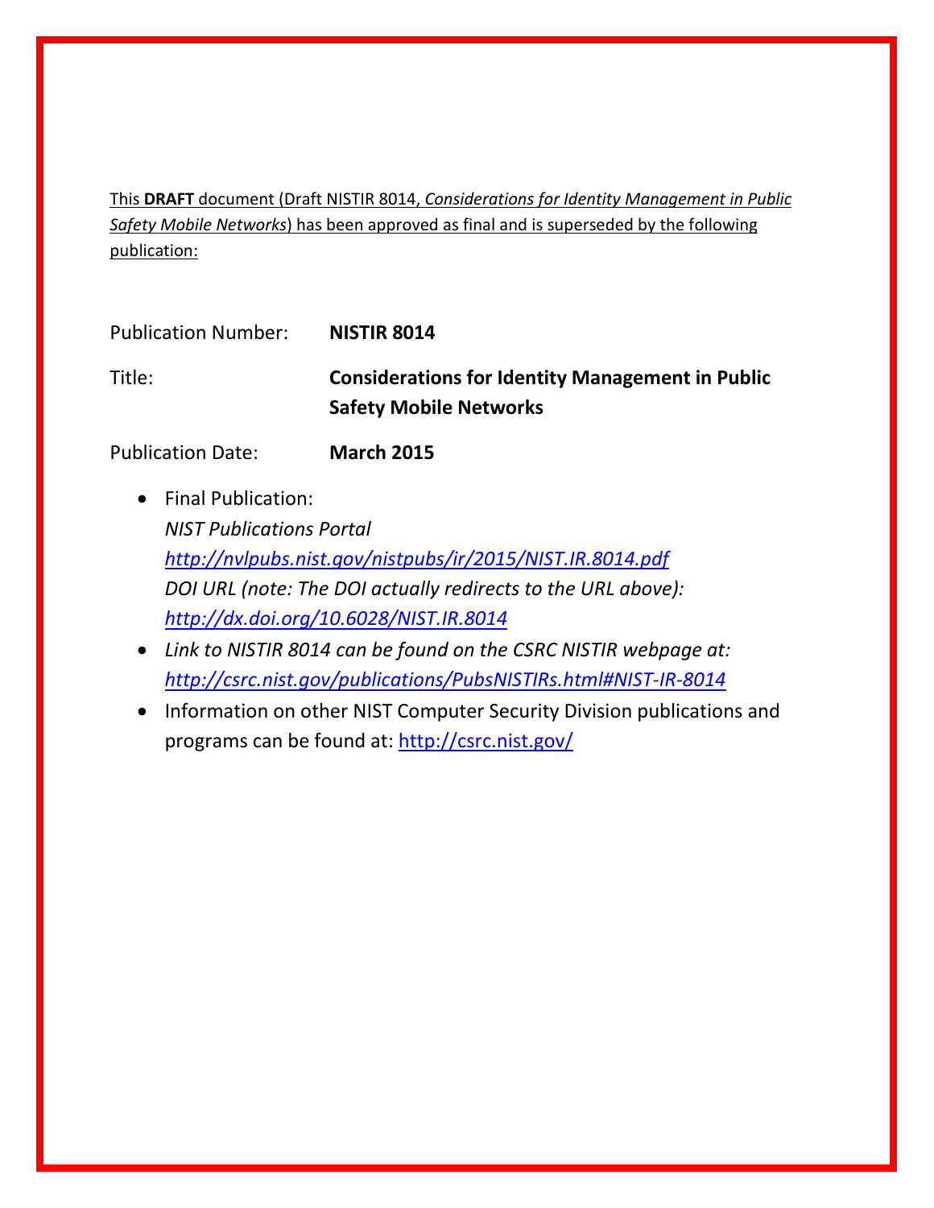This **DRAFT** document (Draft NISTIR 8014, *Considerations for Identity Management in Public Safety Mobile Networks*) has been approved as final and is superseded by the following publication:

Publication Number: **NISTIR 8014**

Title: **Considerations for Identity Management in Public Safety Mobile Networks**

Publication Date: **March 2015**

- Final Publication:
  *NIST Publications Portal*
  *http://nvlpubs.nist.gov/nistpubs/ir/2015/NIST.IR.8014.pdf*
  *DOI URL (note: The DOI actually redirects to the URL above):*
  *http://dx.doi.org/10.6028/NIST.IR.8014*
- *Link to NISTIR 8014 can be found on the CSRC NISTIR webpage at:*
  *http://csrc.nist.gov/publications/PubsNISTIRs.html#NIST-IR-8014*
- Information on other NIST Computer Security Division publications and programs can be found at: http://csrc.nist.gov/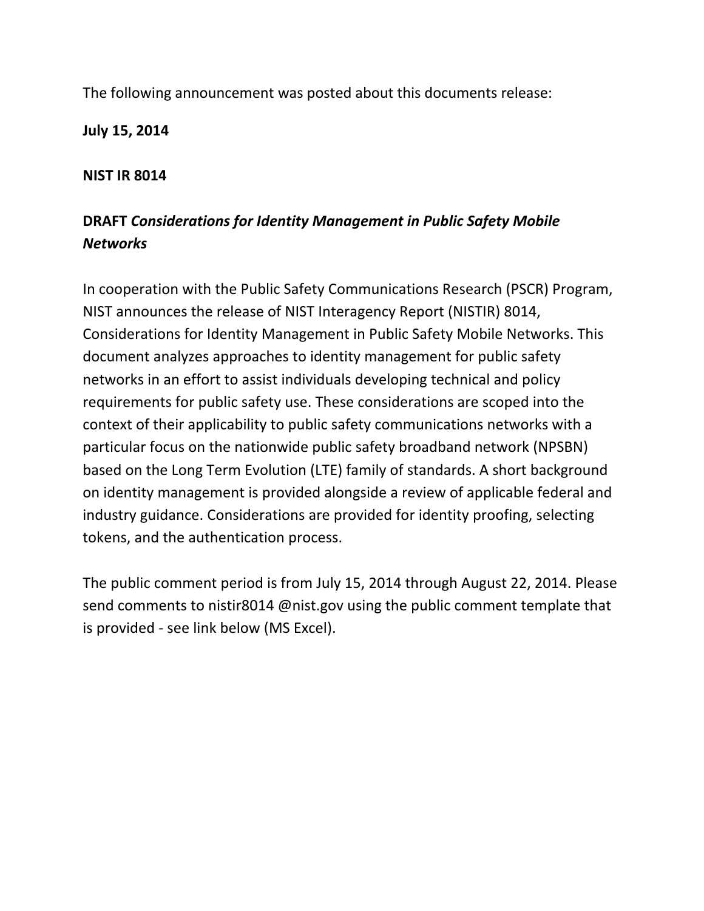The following announcement was posted about this documents release:

**July 15, 2014**

**NIST IR 8014**

**DRAFT *Considerations for Identity Management in Public Safety Mobile Networks***

In cooperation with the Public Safety Communications Research (PSCR) Program, NIST announces the release of NIST Interagency Report (NISTIR) 8014, Considerations for Identity Management in Public Safety Mobile Networks. This document analyzes approaches to identity management for public safety networks in an effort to assist individuals developing technical and policy requirements for public safety use. These considerations are scoped into the context of their applicability to public safety communications networks with a particular focus on the nationwide public safety broadband network (NPSBN) based on the Long Term Evolution (LTE) family of standards. A short background on identity management is provided alongside a review of applicable federal and industry guidance. Considerations are provided for identity proofing, selecting tokens, and the authentication process.

The public comment period is from July 15, 2014 through August 22, 2014. Please send comments to nistir8014 @nist.gov using the public comment template that is provided - see link below (MS Excel).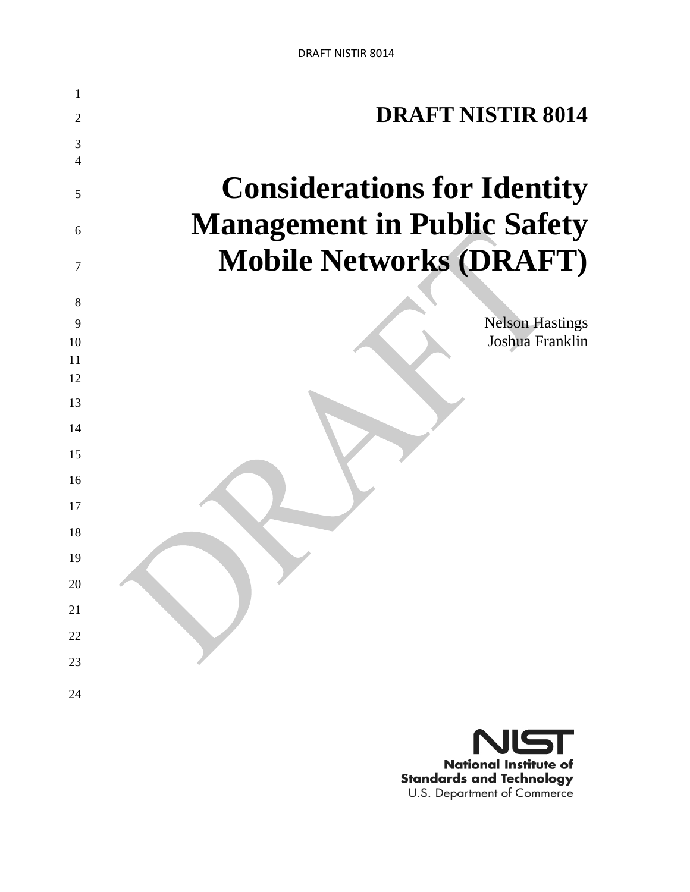# DRAFT NISTIR 8014

# Considerations for Identity Management in Public Safety Mobile Networks (DRAFT)

Nelson Hastings
Joshua Franklin

National Institute of Standards and Technology
U.S. Department of Commerce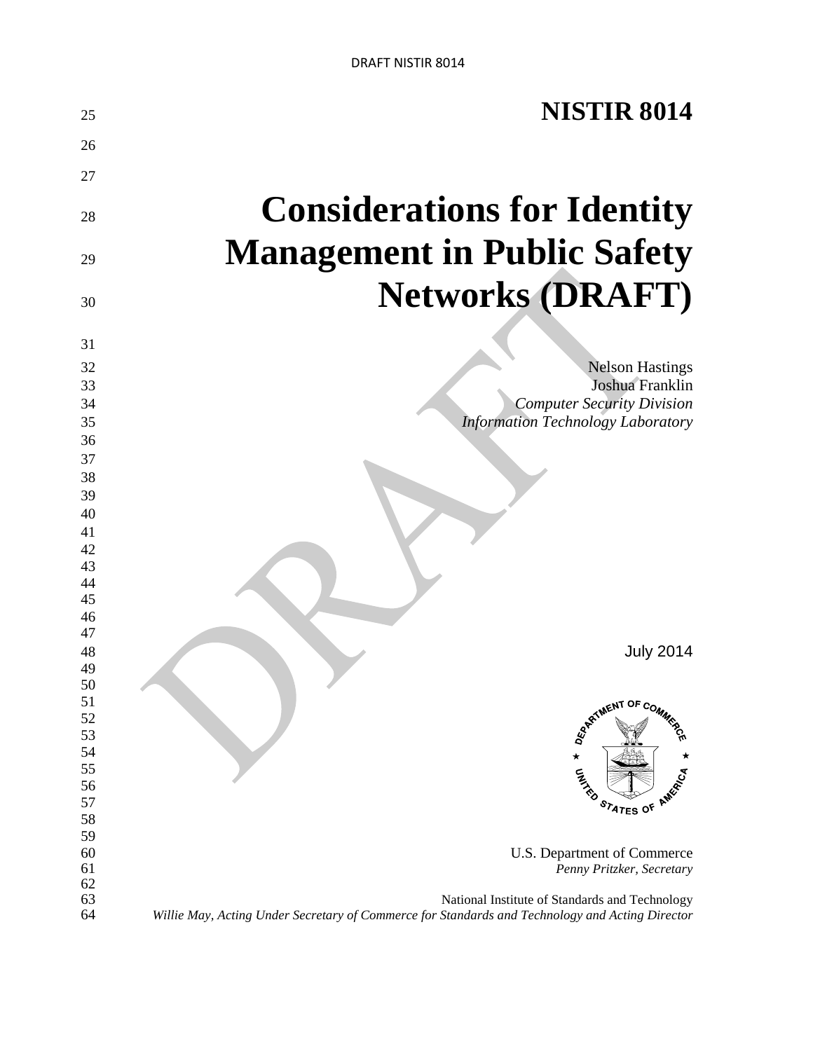# NISTIR 8014

# Considerations for Identity Management in Public Safety Networks (DRAFT)

Nelson Hastings
Joshua Franklin
*Computer Security Division*
*Information Technology Laboratory*

July 2014

U.S. Department of Commerce
*Penny Pritzker, Secretary*

National Institute of Standards and Technology
*Willie May, Acting Under Secretary of Commerce for Standards and Technology and Acting Director*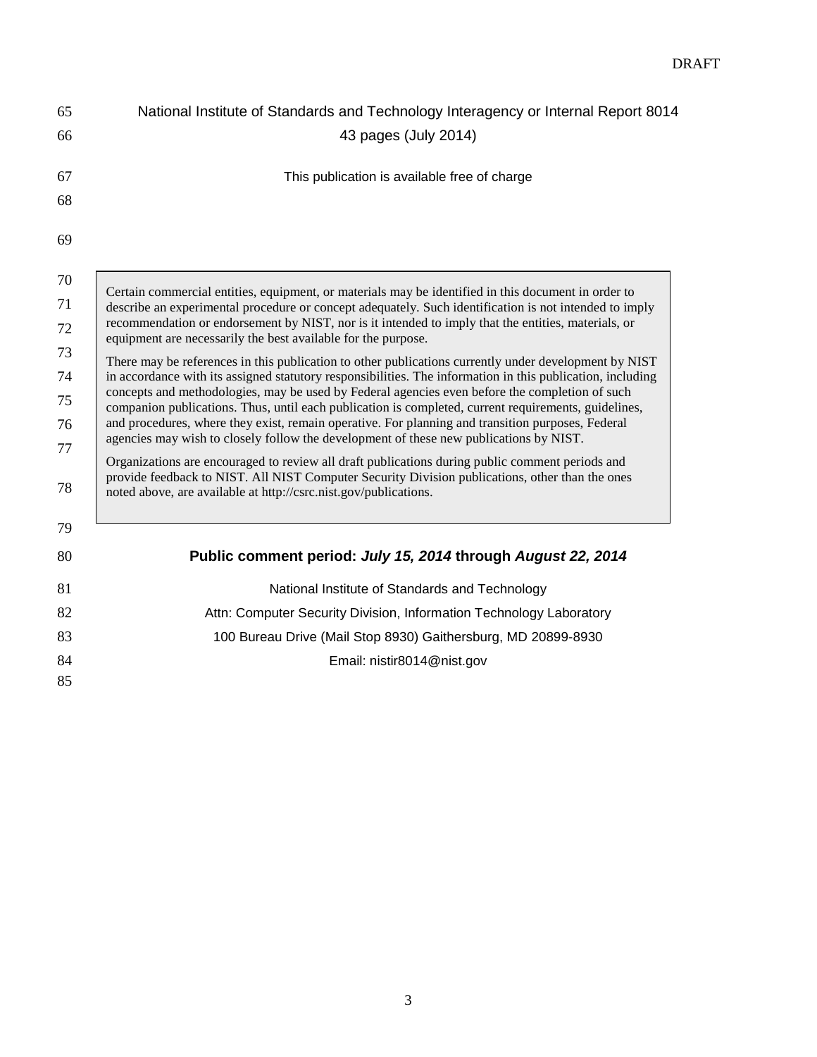National Institute of Standards and Technology Interagency or Internal Report 8014

43 pages (July 2014)

This publication is available free of charge

Certain commercial entities, equipment, or materials may be identified in this document in order to describe an experimental procedure or concept adequately. Such identification is not intended to imply recommendation or endorsement by NIST, nor is it intended to imply that the entities, materials, or equipment are necessarily the best available for the purpose.

There may be references in this publication to other publications currently under development by NIST in accordance with its assigned statutory responsibilities. The information in this publication, including concepts and methodologies, may be used by Federal agencies even before the completion of such companion publications. Thus, until each publication is completed, current requirements, guidelines, and procedures, where they exist, remain operative. For planning and transition purposes, Federal agencies may wish to closely follow the development of these new publications by NIST.

Organizations are encouraged to review all draft publications during public comment periods and provide feedback to NIST. All NIST Computer Security Division publications, other than the ones noted above, are available at http://csrc.nist.gov/publications.

**Public comment period: *July 15, 2014* through *August 22, 2014***

National Institute of Standards and Technology

Attn: Computer Security Division, Information Technology Laboratory

100 Bureau Drive (Mail Stop 8930) Gaithersburg, MD 20899-8930

Email: nistir8014@nist.gov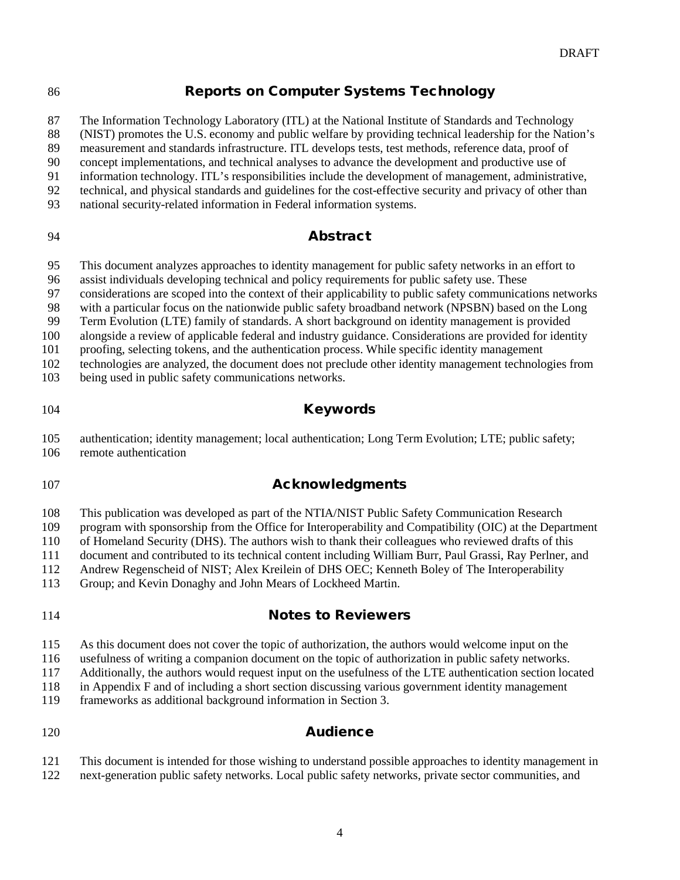## Reports on Computer Systems Technology

The Information Technology Laboratory (ITL) at the National Institute of Standards and Technology (NIST) promotes the U.S. economy and public welfare by providing technical leadership for the Nation's measurement and standards infrastructure. ITL develops tests, test methods, reference data, proof of concept implementations, and technical analyses to advance the development and productive use of information technology. ITL's responsibilities include the development of management, administrative, technical, and physical standards and guidelines for the cost-effective security and privacy of other than national security-related information in Federal information systems.

## Abstract

This document analyzes approaches to identity management for public safety networks in an effort to assist individuals developing technical and policy requirements for public safety use. These considerations are scoped into the context of their applicability to public safety communications networks with a particular focus on the nationwide public safety broadband network (NPSBN) based on the Long Term Evolution (LTE) family of standards. A short background on identity management is provided alongside a review of applicable federal and industry guidance. Considerations are provided for identity proofing, selecting tokens, and the authentication process. While specific identity management technologies are analyzed, the document does not preclude other identity management technologies from being used in public safety communications networks.

## Keywords

authentication; identity management; local authentication; Long Term Evolution; LTE; public safety; remote authentication

## Acknowledgments

This publication was developed as part of the NTIA/NIST Public Safety Communication Research program with sponsorship from the Office for Interoperability and Compatibility (OIC) at the Department of Homeland Security (DHS). The authors wish to thank their colleagues who reviewed drafts of this document and contributed to its technical content including William Burr, Paul Grassi, Ray Perlner, and Andrew Regenscheid of NIST; Alex Kreilein of DHS OEC; Kenneth Boley of The Interoperability Group; and Kevin Donaghy and John Mears of Lockheed Martin.

## Notes to Reviewers

As this document does not cover the topic of authorization, the authors would welcome input on the usefulness of writing a companion document on the topic of authorization in public safety networks. Additionally, the authors would request input on the usefulness of the LTE authentication section located in Appendix F and of including a short section discussing various government identity management frameworks as additional background information in Section 3.

## Audience

This document is intended for those wishing to understand possible approaches to identity management in next-generation public safety networks. Local public safety networks, private sector communities, and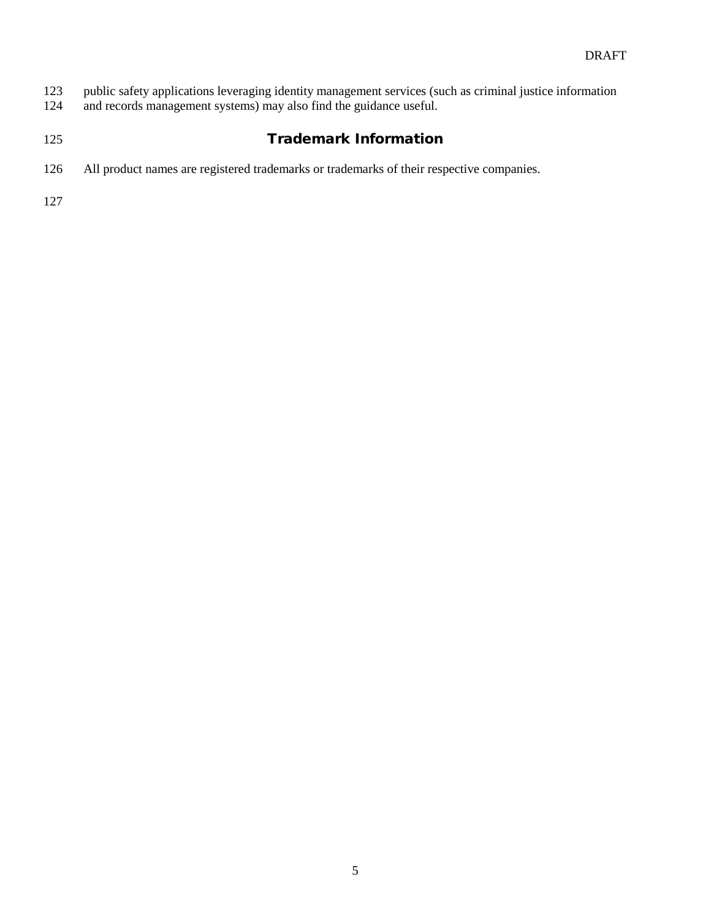public safety applications leveraging identity management services (such as criminal justice information and records management systems) may also find the guidance useful.

## Trademark Information

All product names are registered trademarks or trademarks of their respective companies.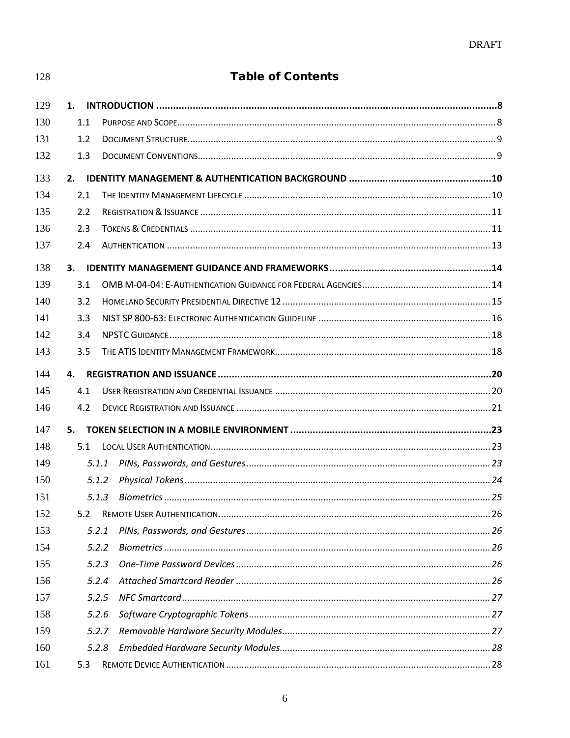# Table of Contents

**1. INTRODUCTION ........................................................................ 8**

- 1.1 PURPOSE AND SCOPE ........................................................................ 8
- 1.2 DOCUMENT STRUCTURE ........................................................................ 9
- 1.3 DOCUMENT CONVENTIONS ........................................................................ 9

**2. IDENTITY MANAGEMENT & AUTHENTICATION BACKGROUND ........................................................................ 10**

- 2.1 THE IDENTITY MANAGEMENT LIFECYCLE ........................................................................ 10
- 2.2 REGISTRATION & ISSUANCE ........................................................................ 11
- 2.3 TOKENS & CREDENTIALS ........................................................................ 11
- 2.4 AUTHENTICATION ........................................................................ 13

**3. IDENTITY MANAGEMENT GUIDANCE AND FRAMEWORKS ........................................................................ 14**

- 3.1 OMB M-04-04: E-AUTHENTICATION GUIDANCE FOR FEDERAL AGENCIES ........................................................................ 14
- 3.2 HOMELAND SECURITY PRESIDENTIAL DIRECTIVE 12 ........................................................................ 15
- 3.3 NIST SP 800-63: ELECTRONIC AUTHENTICATION GUIDELINE ........................................................................ 16
- 3.4 NPSTC GUIDANCE ........................................................................ 18
- 3.5 THE ATIS IDENTITY MANAGEMENT FRAMEWORK ........................................................................ 18

**4. REGISTRATION AND ISSUANCE ........................................................................ 20**

- 4.1 USER REGISTRATION AND CREDENTIAL ISSUANCE ........................................................................ 20
- 4.2 DEVICE REGISTRATION AND ISSUANCE ........................................................................ 21

**5. TOKEN SELECTION IN A MOBILE ENVIRONMENT ........................................................................ 23**

- 5.1 LOCAL USER AUTHENTICATION ........................................................................ 23
  - *5.1.1 PINs, Passwords, and Gestures ........................................................................ 23*
  - *5.1.2 Physical Tokens ........................................................................ 24*
  - *5.1.3 Biometrics ........................................................................ 25*
- 5.2 REMOTE USER AUTHENTICATION ........................................................................ 26
  - *5.2.1 PINs, Passwords, and Gestures ........................................................................ 26*
  - *5.2.2 Biometrics ........................................................................ 26*
  - *5.2.3 One-Time Password Devices ........................................................................ 26*
  - *5.2.4 Attached Smartcard Reader ........................................................................ 26*
  - *5.2.5 NFC Smartcard ........................................................................ 27*
  - *5.2.6 Software Cryptographic Tokens ........................................................................ 27*
  - *5.2.7 Removable Hardware Security Modules ........................................................................ 27*
  - *5.2.8 Embedded Hardware Security Modules ........................................................................ 28*
- 5.3 REMOTE DEVICE AUTHENTICATION ........................................................................ 28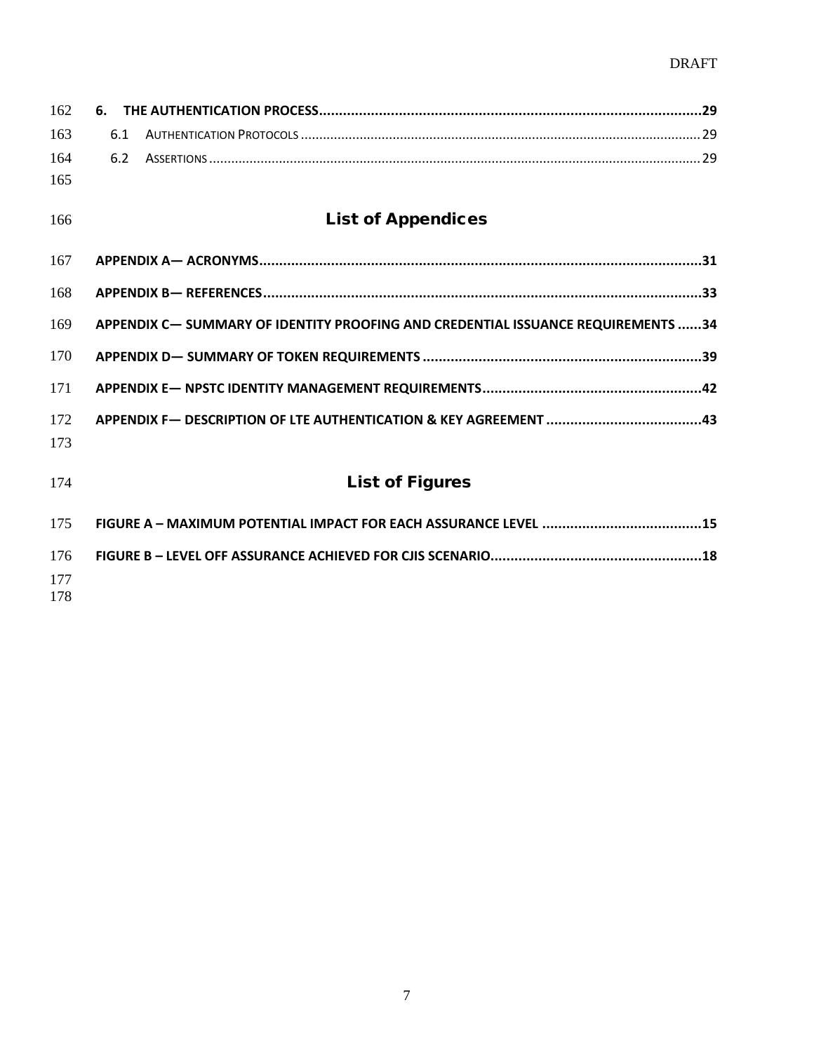**6. THE AUTHENTICATION PROCESS** ........ **29**

6.1 AUTHENTICATION PROTOCOLS ........ 29

6.2 ASSERTIONS ........ 29

## List of Appendices

**APPENDIX A— ACRONYMS** ........ **31**

**APPENDIX B— REFERENCES** ........ **33**

**APPENDIX C— SUMMARY OF IDENTITY PROOFING AND CREDENTIAL ISSUANCE REQUIREMENTS** ........ **34**

**APPENDIX D— SUMMARY OF TOKEN REQUIREMENTS** ........ **39**

**APPENDIX E— NPSTC IDENTITY MANAGEMENT REQUIREMENTS** ........ **42**

**APPENDIX F— DESCRIPTION OF LTE AUTHENTICATION & KEY AGREEMENT** ........ **43**

## List of Figures

**FIGURE A – MAXIMUM POTENTIAL IMPACT FOR EACH ASSURANCE LEVEL** ........ **15**

**FIGURE B – LEVEL OFF ASSURANCE ACHIEVED FOR CJIS SCENARIO** ........ **18**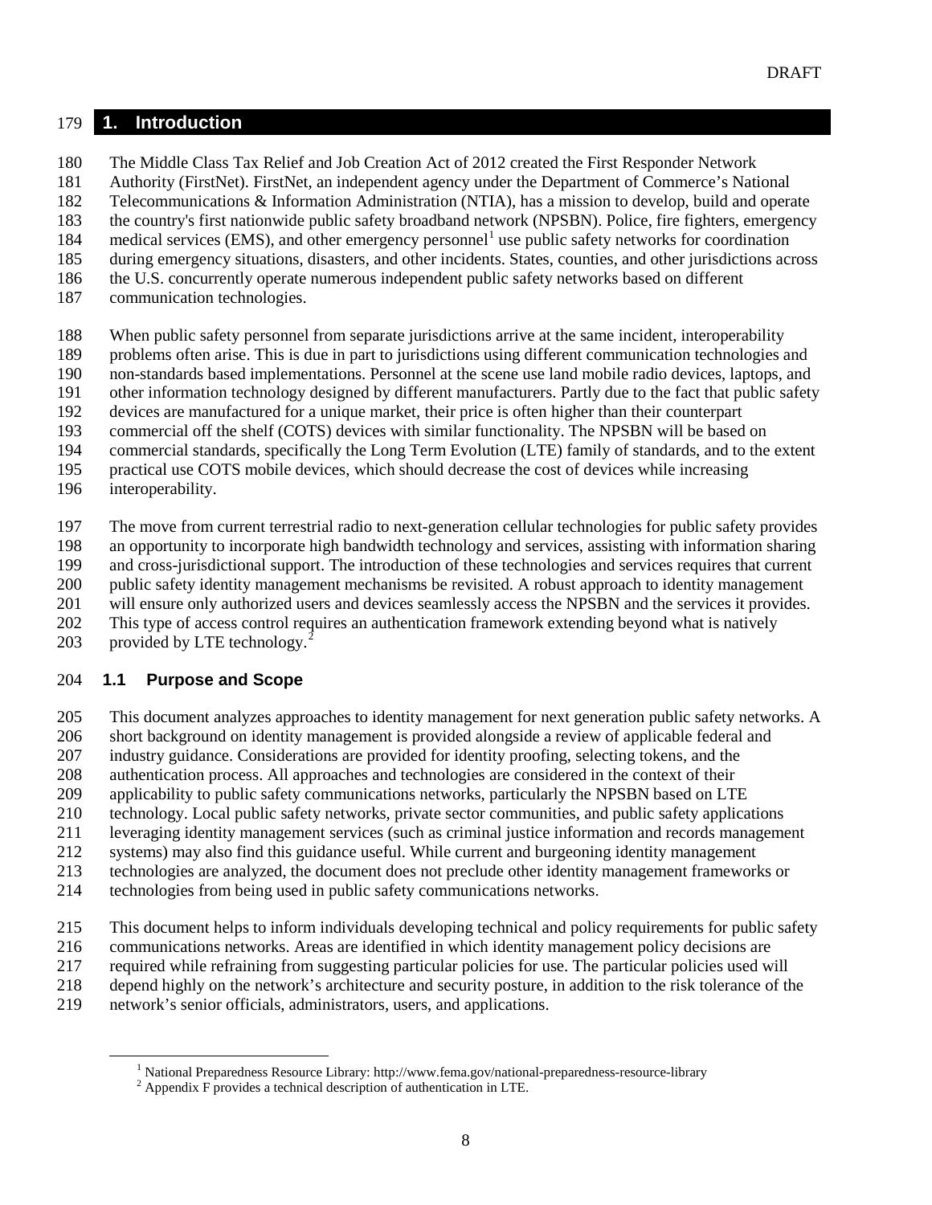# 1. Introduction

The Middle Class Tax Relief and Job Creation Act of 2012 created the First Responder Network Authority (FirstNet). FirstNet, an independent agency under the Department of Commerce's National Telecommunications & Information Administration (NTIA), has a mission to develop, build and operate the country's first nationwide public safety broadband network (NPSBN). Police, fire fighters, emergency medical services (EMS), and other emergency personnel[1] use public safety networks for coordination during emergency situations, disasters, and other incidents. States, counties, and other jurisdictions across the U.S. concurrently operate numerous independent public safety networks based on different communication technologies.

When public safety personnel from separate jurisdictions arrive at the same incident, interoperability problems often arise. This is due in part to jurisdictions using different communication technologies and non-standards based implementations. Personnel at the scene use land mobile radio devices, laptops, and other information technology designed by different manufacturers. Partly due to the fact that public safety devices are manufactured for a unique market, their price is often higher than their counterpart commercial off the shelf (COTS) devices with similar functionality. The NPSBN will be based on commercial standards, specifically the Long Term Evolution (LTE) family of standards, and to the extent practical use COTS mobile devices, which should decrease the cost of devices while increasing interoperability.

The move from current terrestrial radio to next-generation cellular technologies for public safety provides an opportunity to incorporate high bandwidth technology and services, assisting with information sharing and cross-jurisdictional support. The introduction of these technologies and services requires that current public safety identity management mechanisms be revisited. A robust approach to identity management will ensure only authorized users and devices seamlessly access the NPSBN and the services it provides. This type of access control requires an authentication framework extending beyond what is natively provided by LTE technology.[2]

## 1.1 Purpose and Scope

This document analyzes approaches to identity management for next generation public safety networks. A short background on identity management is provided alongside a review of applicable federal and industry guidance. Considerations are provided for identity proofing, selecting tokens, and the authentication process. All approaches and technologies are considered in the context of their applicability to public safety communications networks, particularly the NPSBN based on LTE technology. Local public safety networks, private sector communities, and public safety applications leveraging identity management services (such as criminal justice information and records management systems) may also find this guidance useful. While current and burgeoning identity management technologies are analyzed, the document does not preclude other identity management frameworks or technologies from being used in public safety communications networks.

This document helps to inform individuals developing technical and policy requirements for public safety communications networks. Areas are identified in which identity management policy decisions are required while refraining from suggesting particular policies for use. The particular policies used will depend highly on the network's architecture and security posture, in addition to the risk tolerance of the network's senior officials, administrators, users, and applications.

[1] National Preparedness Resource Library: http://www.fema.gov/national-preparedness-resource-library

[2] Appendix F provides a technical description of authentication in LTE.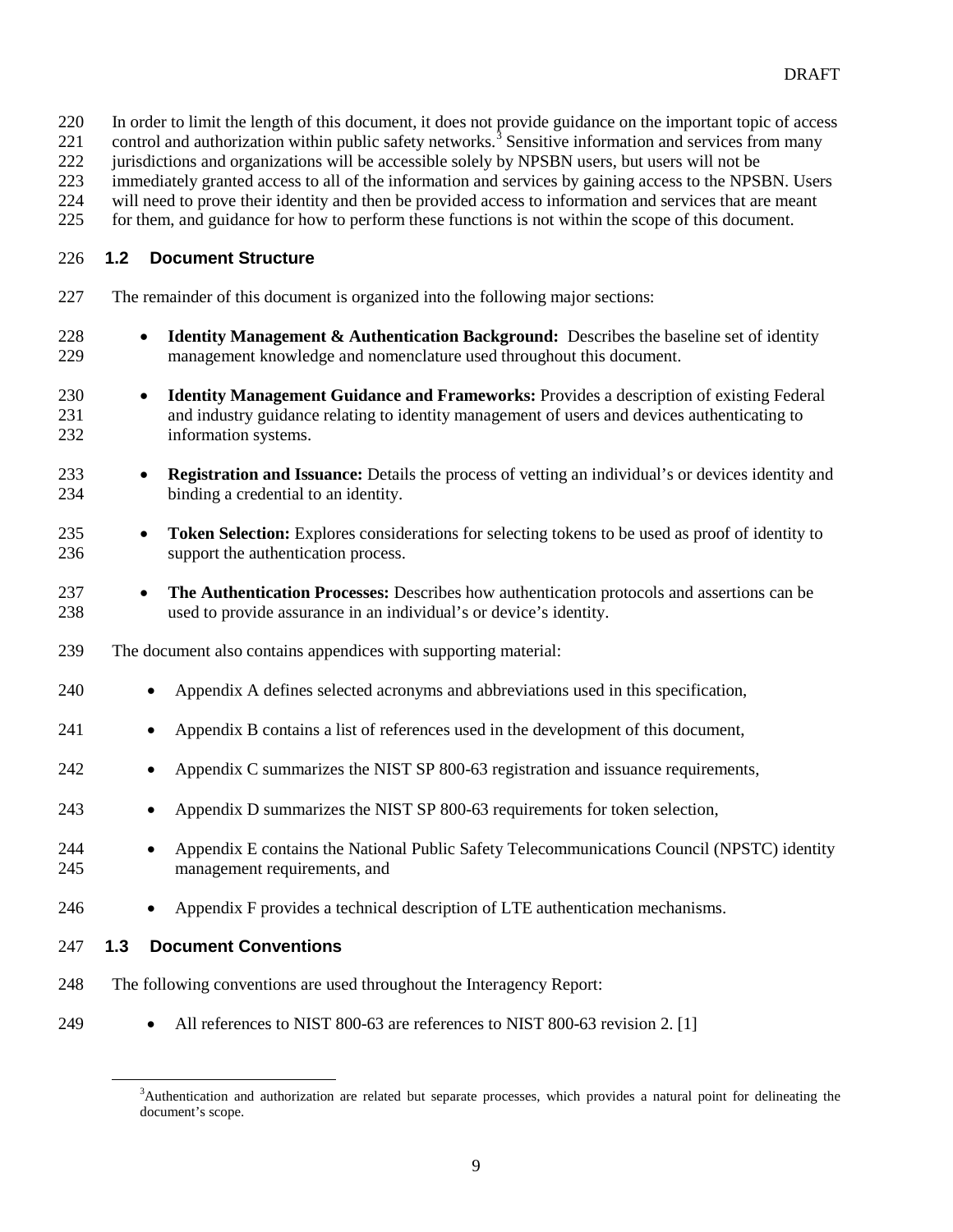In order to limit the length of this document, it does not provide guidance on the important topic of access control and authorization within public safety networks.[3] Sensitive information and services from many jurisdictions and organizations will be accessible solely by NPSBN users, but users will not be immediately granted access to all of the information and services by gaining access to the NPSBN. Users will need to prove their identity and then be provided access to information and services that are meant for them, and guidance for how to perform these functions is not within the scope of this document.

## 1.2 Document Structure

The remainder of this document is organized into the following major sections:

- **Identity Management & Authentication Background:** Describes the baseline set of identity management knowledge and nomenclature used throughout this document.
- **Identity Management Guidance and Frameworks:** Provides a description of existing Federal and industry guidance relating to identity management of users and devices authenticating to information systems.
- **Registration and Issuance:** Details the process of vetting an individual's or devices identity and binding a credential to an identity.
- **Token Selection:** Explores considerations for selecting tokens to be used as proof of identity to support the authentication process.
- **The Authentication Processes:** Describes how authentication protocols and assertions can be used to provide assurance in an individual's or device's identity.

The document also contains appendices with supporting material:

- Appendix A defines selected acronyms and abbreviations used in this specification,
- Appendix B contains a list of references used in the development of this document,
- Appendix C summarizes the NIST SP 800-63 registration and issuance requirements,
- Appendix D summarizes the NIST SP 800-63 requirements for token selection,
- Appendix E contains the National Public Safety Telecommunications Council (NPSTC) identity management requirements, and
- Appendix F provides a technical description of LTE authentication mechanisms.

## 1.3 Document Conventions

The following conventions are used throughout the Interagency Report:

- All references to NIST 800-63 are references to NIST 800-63 revision 2. [1]

[3] Authentication and authorization are related but separate processes, which provides a natural point for delineating the document's scope.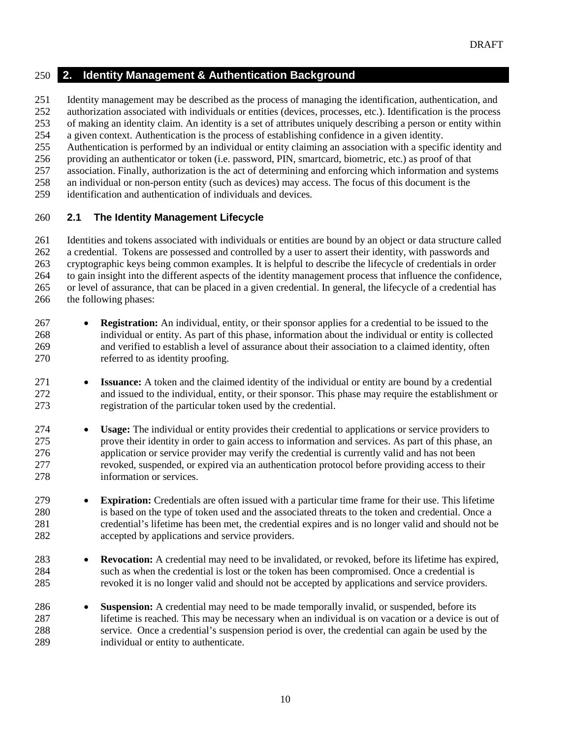## 2. Identity Management & Authentication Background

Identity management may be described as the process of managing the identification, authentication, and authorization associated with individuals or entities (devices, processes, etc.). Identification is the process of making an identity claim. An identity is a set of attributes uniquely describing a person or entity within a given context. Authentication is the process of establishing confidence in a given identity. Authentication is performed by an individual or entity claiming an association with a specific identity and providing an authenticator or token (i.e. password, PIN, smartcard, biometric, etc.) as proof of that association. Finally, authorization is the act of determining and enforcing which information and systems an individual or non-person entity (such as devices) may access. The focus of this document is the identification and authentication of individuals and devices.

### 2.1 The Identity Management Lifecycle

Identities and tokens associated with individuals or entities are bound by an object or data structure called a credential. Tokens are possessed and controlled by a user to assert their identity, with passwords and cryptographic keys being common examples. It is helpful to describe the lifecycle of credentials in order to gain insight into the different aspects of the identity management process that influence the confidence, or level of assurance, that can be placed in a given credential. In general, the lifecycle of a credential has the following phases:

- **Registration:** An individual, entity, or their sponsor applies for a credential to be issued to the individual or entity. As part of this phase, information about the individual or entity is collected and verified to establish a level of assurance about their association to a claimed identity, often referred to as identity proofing.
- **Issuance:** A token and the claimed identity of the individual or entity are bound by a credential and issued to the individual, entity, or their sponsor. This phase may require the establishment or registration of the particular token used by the credential.
- **Usage:** The individual or entity provides their credential to applications or service providers to prove their identity in order to gain access to information and services. As part of this phase, an application or service provider may verify the credential is currently valid and has not been revoked, suspended, or expired via an authentication protocol before providing access to their information or services.
- **Expiration:** Credentials are often issued with a particular time frame for their use. This lifetime is based on the type of token used and the associated threats to the token and credential. Once a credential's lifetime has been met, the credential expires and is no longer valid and should not be accepted by applications and service providers.
- **Revocation:** A credential may need to be invalidated, or revoked, before its lifetime has expired, such as when the credential is lost or the token has been compromised. Once a credential is revoked it is no longer valid and should not be accepted by applications and service providers.
- **Suspension:** A credential may need to be made temporally invalid, or suspended, before its lifetime is reached. This may be necessary when an individual is on vacation or a device is out of service. Once a credential's suspension period is over, the credential can again be used by the individual or entity to authenticate.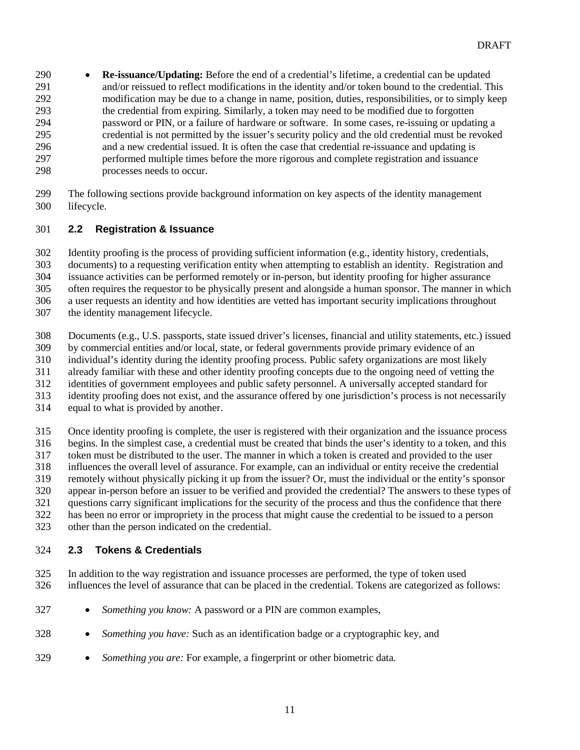- **Re-issuance/Updating:** Before the end of a credential's lifetime, a credential can be updated and/or reissued to reflect modifications in the identity and/or token bound to the credential. This modification may be due to a change in name, position, duties, responsibilities, or to simply keep the credential from expiring. Similarly, a token may need to be modified due to forgotten password or PIN, or a failure of hardware or software. In some cases, re-issuing or updating a credential is not permitted by the issuer's security policy and the old credential must be revoked and a new credential issued. It is often the case that credential re-issuance and updating is performed multiple times before the more rigorous and complete registration and issuance processes needs to occur.

The following sections provide background information on key aspects of the identity management lifecycle.

### 2.2 Registration & Issuance

Identity proofing is the process of providing sufficient information (e.g., identity history, credentials, documents) to a requesting verification entity when attempting to establish an identity. Registration and issuance activities can be performed remotely or in-person, but identity proofing for higher assurance often requires the requestor to be physically present and alongside a human sponsor. The manner in which a user requests an identity and how identities are vetted has important security implications throughout the identity management lifecycle.

Documents (e.g., U.S. passports, state issued driver's licenses, financial and utility statements, etc.) issued by commercial entities and/or local, state, or federal governments provide primary evidence of an individual's identity during the identity proofing process. Public safety organizations are most likely already familiar with these and other identity proofing concepts due to the ongoing need of vetting the identities of government employees and public safety personnel. A universally accepted standard for identity proofing does not exist, and the assurance offered by one jurisdiction's process is not necessarily equal to what is provided by another.

Once identity proofing is complete, the user is registered with their organization and the issuance process begins. In the simplest case, a credential must be created that binds the user's identity to a token, and this token must be distributed to the user. The manner in which a token is created and provided to the user influences the overall level of assurance. For example, can an individual or entity receive the credential remotely without physically picking it up from the issuer? Or, must the individual or the entity's sponsor appear in-person before an issuer to be verified and provided the credential? The answers to these types of questions carry significant implications for the security of the process and thus the confidence that there has been no error or impropriety in the process that might cause the credential to be issued to a person other than the person indicated on the credential.

### 2.3 Tokens & Credentials

In addition to the way registration and issuance processes are performed, the type of token used influences the level of assurance that can be placed in the credential. Tokens are categorized as follows:

- *Something you know:* A password or a PIN are common examples,
- *Something you have:* Such as an identification badge or a cryptographic key, and
- *Something you are:* For example, a fingerprint or other biometric data.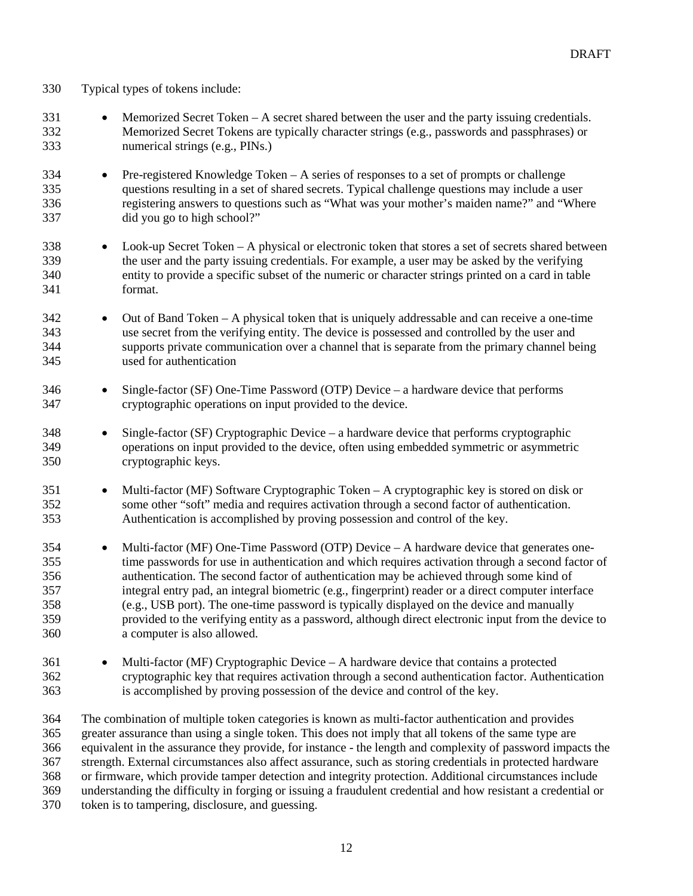Typical types of tokens include:

- Memorized Secret Token – A secret shared between the user and the party issuing credentials. Memorized Secret Tokens are typically character strings (e.g., passwords and passphrases) or numerical strings (e.g., PINs.)
- Pre-registered Knowledge Token – A series of responses to a set of prompts or challenge questions resulting in a set of shared secrets. Typical challenge questions may include a user registering answers to questions such as "What was your mother's maiden name?" and "Where did you go to high school?"
- Look-up Secret Token – A physical or electronic token that stores a set of secrets shared between the user and the party issuing credentials. For example, a user may be asked by the verifying entity to provide a specific subset of the numeric or character strings printed on a card in table format.
- Out of Band Token – A physical token that is uniquely addressable and can receive a one-time use secret from the verifying entity. The device is possessed and controlled by the user and supports private communication over a channel that is separate from the primary channel being used for authentication
- Single-factor (SF) One-Time Password (OTP) Device – a hardware device that performs cryptographic operations on input provided to the device.
- Single-factor (SF) Cryptographic Device – a hardware device that performs cryptographic operations on input provided to the device, often using embedded symmetric or asymmetric cryptographic keys.
- Multi-factor (MF) Software Cryptographic Token – A cryptographic key is stored on disk or some other "soft" media and requires activation through a second factor of authentication. Authentication is accomplished by proving possession and control of the key.
- Multi-factor (MF) One-Time Password (OTP) Device – A hardware device that generates one-time passwords for use in authentication and which requires activation through a second factor of authentication. The second factor of authentication may be achieved through some kind of integral entry pad, an integral biometric (e.g., fingerprint) reader or a direct computer interface (e.g., USB port). The one-time password is typically displayed on the device and manually provided to the verifying entity as a password, although direct electronic input from the device to a computer is also allowed.
- Multi-factor (MF) Cryptographic Device – A hardware device that contains a protected cryptographic key that requires activation through a second authentication factor. Authentication is accomplished by proving possession of the device and control of the key.

The combination of multiple token categories is known as multi-factor authentication and provides greater assurance than using a single token. This does not imply that all tokens of the same type are equivalent in the assurance they provide, for instance - the length and complexity of password impacts the strength. External circumstances also affect assurance, such as storing credentials in protected hardware or firmware, which provide tamper detection and integrity protection. Additional circumstances include understanding the difficulty in forging or issuing a fraudulent credential and how resistant a credential or token is to tampering, disclosure, and guessing.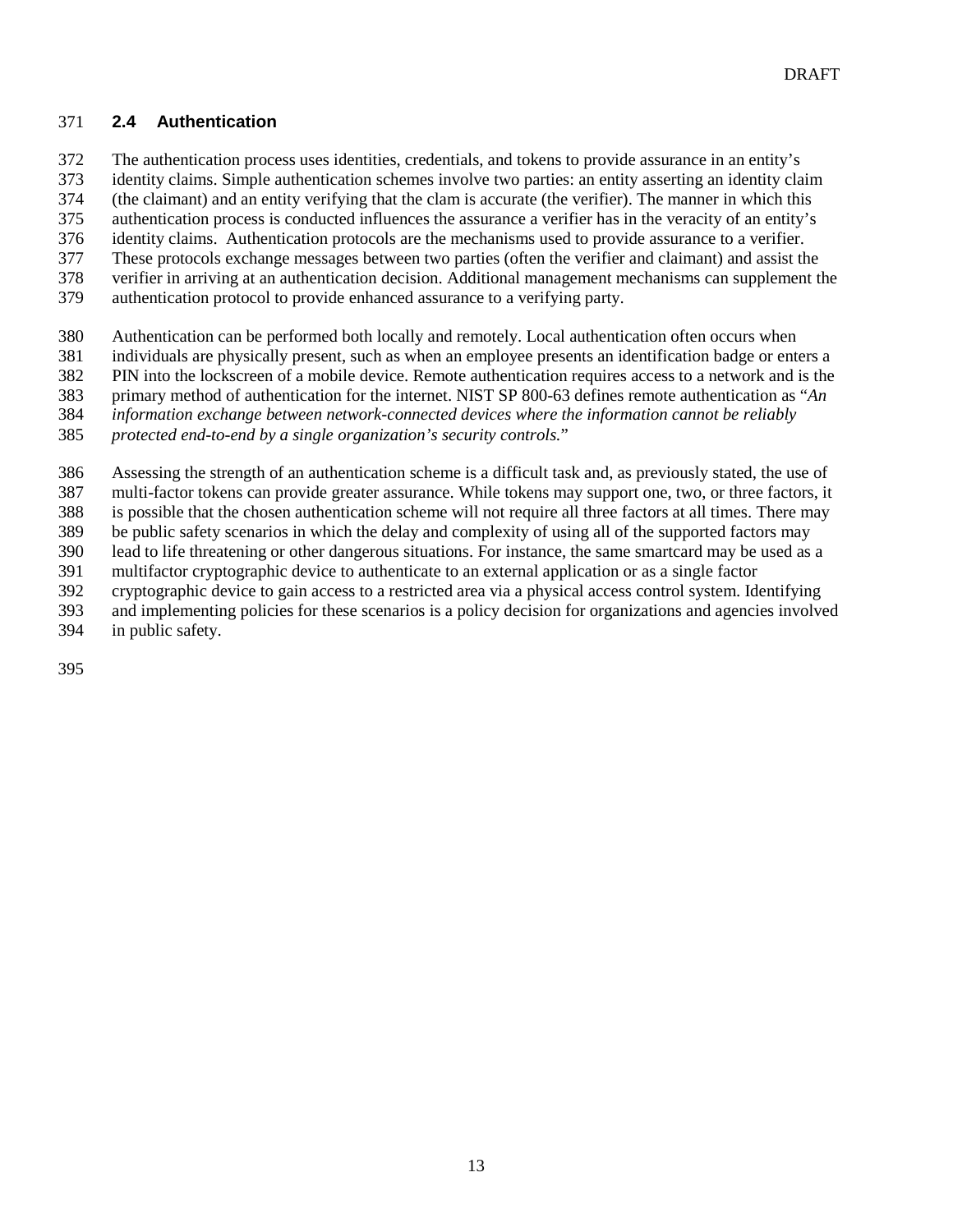## 2.4 Authentication

The authentication process uses identities, credentials, and tokens to provide assurance in an entity's identity claims. Simple authentication schemes involve two parties: an entity asserting an identity claim (the claimant) and an entity verifying that the clam is accurate (the verifier). The manner in which this authentication process is conducted influences the assurance a verifier has in the veracity of an entity's identity claims. Authentication protocols are the mechanisms used to provide assurance to a verifier. These protocols exchange messages between two parties (often the verifier and claimant) and assist the verifier in arriving at an authentication decision. Additional management mechanisms can supplement the authentication protocol to provide enhanced assurance to a verifying party.

Authentication can be performed both locally and remotely. Local authentication often occurs when individuals are physically present, such as when an employee presents an identification badge or enters a PIN into the lockscreen of a mobile device. Remote authentication requires access to a network and is the primary method of authentication for the internet. NIST SP 800-63 defines remote authentication as "*An information exchange between network-connected devices where the information cannot be reliably protected end-to-end by a single organization's security controls.*"

Assessing the strength of an authentication scheme is a difficult task and, as previously stated, the use of multi-factor tokens can provide greater assurance. While tokens may support one, two, or three factors, it is possible that the chosen authentication scheme will not require all three factors at all times. There may be public safety scenarios in which the delay and complexity of using all of the supported factors may lead to life threatening or other dangerous situations. For instance, the same smartcard may be used as a multifactor cryptographic device to authenticate to an external application or as a single factor cryptographic device to gain access to a restricted area via a physical access control system. Identifying and implementing policies for these scenarios is a policy decision for organizations and agencies involved in public safety.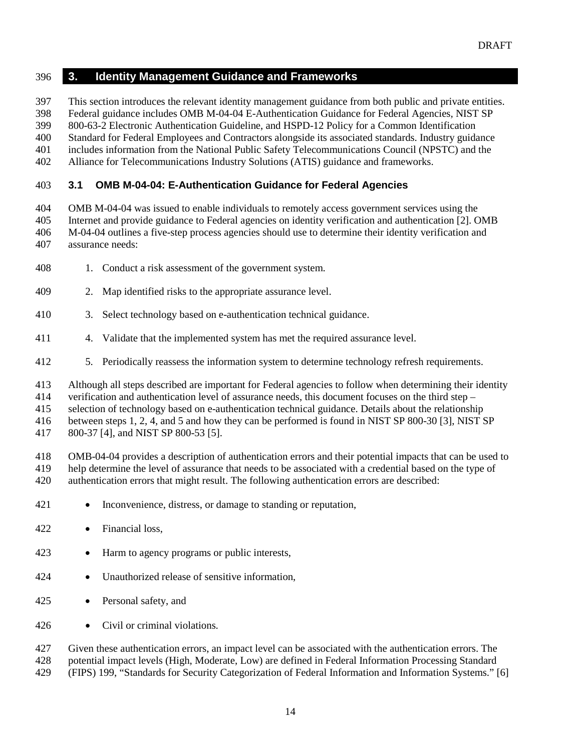## 3. Identity Management Guidance and Frameworks

This section introduces the relevant identity management guidance from both public and private entities. Federal guidance includes OMB M-04-04 E-Authentication Guidance for Federal Agencies, NIST SP 800-63-2 Electronic Authentication Guideline, and HSPD-12 Policy for a Common Identification Standard for Federal Employees and Contractors alongside its associated standards. Industry guidance includes information from the National Public Safety Telecommunications Council (NPSTC) and the Alliance for Telecommunications Industry Solutions (ATIS) guidance and frameworks.

### 3.1 OMB M-04-04: E-Authentication Guidance for Federal Agencies

OMB M-04-04 was issued to enable individuals to remotely access government services using the Internet and provide guidance to Federal agencies on identity verification and authentication [2]. OMB M-04-04 outlines a five-step process agencies should use to determine their identity verification and assurance needs:

1. Conduct a risk assessment of the government system.
2. Map identified risks to the appropriate assurance level.
3. Select technology based on e-authentication technical guidance.
4. Validate that the implemented system has met the required assurance level.
5. Periodically reassess the information system to determine technology refresh requirements.

Although all steps described are important for Federal agencies to follow when determining their identity verification and authentication level of assurance needs, this document focuses on the third step – selection of technology based on e-authentication technical guidance. Details about the relationship between steps 1, 2, 4, and 5 and how they can be performed is found in NIST SP 800-30 [3], NIST SP 800-37 [4], and NIST SP 800-53 [5].

OMB-04-04 provides a description of authentication errors and their potential impacts that can be used to help determine the level of assurance that needs to be associated with a credential based on the type of authentication errors that might result. The following authentication errors are described:

- Inconvenience, distress, or damage to standing or reputation,
- Financial loss,
- Harm to agency programs or public interests,
- Unauthorized release of sensitive information,
- Personal safety, and
- Civil or criminal violations.

Given these authentication errors, an impact level can be associated with the authentication errors. The potential impact levels (High, Moderate, Low) are defined in Federal Information Processing Standard (FIPS) 199, "Standards for Security Categorization of Federal Information and Information Systems." [6]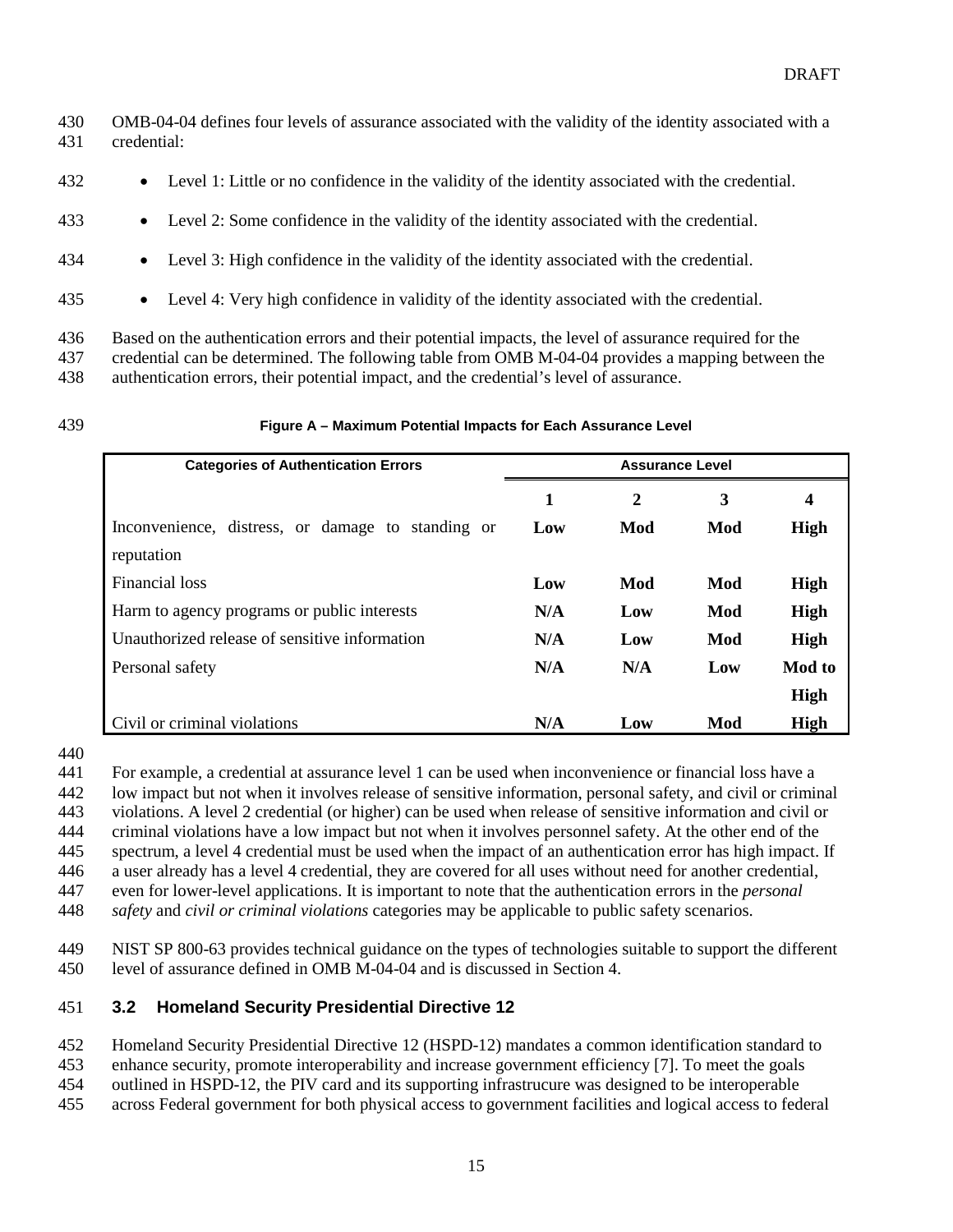OMB-04-04 defines four levels of assurance associated with the validity of the identity associated with a credential:

- Level 1: Little or no confidence in the validity of the identity associated with the credential.
- Level 2: Some confidence in the validity of the identity associated with the credential.
- Level 3: High confidence in the validity of the identity associated with the credential.
- Level 4: Very high confidence in validity of the identity associated with the credential.

Based on the authentication errors and their potential impacts, the level of assurance required for the credential can be determined. The following table from OMB M-04-04 provides a mapping between the authentication errors, their potential impact, and the credential's level of assurance.

**Figure A – Maximum Potential Impacts for Each Assurance Level**

| Categories of Authentication Errors | Assurance Level | | | |
|---|---|---|---|---|
| | **1** | **2** | **3** | **4** |
| Inconvenience, distress, or damage to standing or reputation | **Low** | **Mod** | **Mod** | **High** |
| Financial loss | **Low** | **Mod** | **Mod** | **High** |
| Harm to agency programs or public interests | **N/A** | **Low** | **Mod** | **High** |
| Unauthorized release of sensitive information | **N/A** | **Low** | **Mod** | **High** |
| Personal safety | **N/A** | **N/A** | **Low** | **Mod to High** |
| Civil or criminal violations | **N/A** | **Low** | **Mod** | **High** |

For example, a credential at assurance level 1 can be used when inconvenience or financial loss have a low impact but not when it involves release of sensitive information, personal safety, and civil or criminal violations. A level 2 credential (or higher) can be used when release of sensitive information and civil or criminal violations have a low impact but not when it involves personnel safety. At the other end of the spectrum, a level 4 credential must be used when the impact of an authentication error has high impact. If a user already has a level 4 credential, they are covered for all uses without need for another credential, even for lower-level applications. It is important to note that the authentication errors in the *personal safety* and *civil or criminal violations* categories may be applicable to public safety scenarios.

NIST SP 800-63 provides technical guidance on the types of technologies suitable to support the different level of assurance defined in OMB M-04-04 and is discussed in Section 4.

## 3.2 Homeland Security Presidential Directive 12

Homeland Security Presidential Directive 12 (HSPD-12) mandates a common identification standard to enhance security, promote interoperability and increase government efficiency [7]. To meet the goals outlined in HSPD-12, the PIV card and its supporting infrastrucure was designed to be interoperable across Federal government for both physical access to government facilities and logical access to federal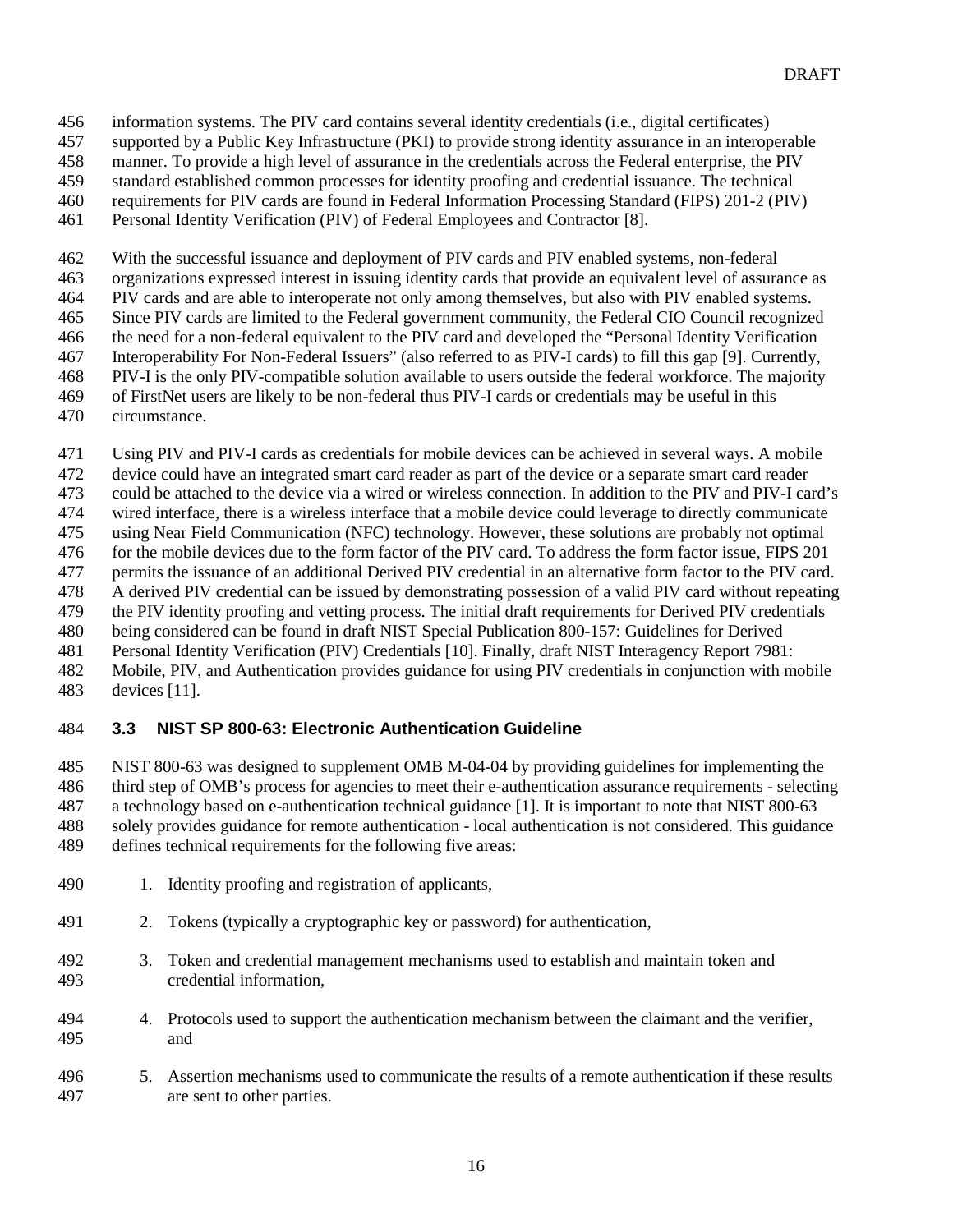information systems. The PIV card contains several identity credentials (i.e., digital certificates) supported by a Public Key Infrastructure (PKI) to provide strong identity assurance in an interoperable manner. To provide a high level of assurance in the credentials across the Federal enterprise, the PIV standard established common processes for identity proofing and credential issuance. The technical requirements for PIV cards are found in Federal Information Processing Standard (FIPS) 201-2 (PIV) Personal Identity Verification (PIV) of Federal Employees and Contractor [8].

With the successful issuance and deployment of PIV cards and PIV enabled systems, non-federal organizations expressed interest in issuing identity cards that provide an equivalent level of assurance as PIV cards and are able to interoperate not only among themselves, but also with PIV enabled systems. Since PIV cards are limited to the Federal government community, the Federal CIO Council recognized the need for a non-federal equivalent to the PIV card and developed the "Personal Identity Verification Interoperability For Non-Federal Issuers" (also referred to as PIV-I cards) to fill this gap [9]. Currently, PIV-I is the only PIV-compatible solution available to users outside the federal workforce. The majority of FirstNet users are likely to be non-federal thus PIV-I cards or credentials may be useful in this circumstance.

Using PIV and PIV-I cards as credentials for mobile devices can be achieved in several ways. A mobile device could have an integrated smart card reader as part of the device or a separate smart card reader could be attached to the device via a wired or wireless connection. In addition to the PIV and PIV-I card's wired interface, there is a wireless interface that a mobile device could leverage to directly communicate using Near Field Communication (NFC) technology. However, these solutions are probably not optimal for the mobile devices due to the form factor of the PIV card. To address the form factor issue, FIPS 201 permits the issuance of an additional Derived PIV credential in an alternative form factor to the PIV card. A derived PIV credential can be issued by demonstrating possession of a valid PIV card without repeating the PIV identity proofing and vetting process. The initial draft requirements for Derived PIV credentials being considered can be found in draft NIST Special Publication 800-157: Guidelines for Derived Personal Identity Verification (PIV) Credentials [10]. Finally, draft NIST Interagency Report 7981: Mobile, PIV, and Authentication provides guidance for using PIV credentials in conjunction with mobile devices [11].

### 3.3 NIST SP 800-63: Electronic Authentication Guideline

NIST 800-63 was designed to supplement OMB M-04-04 by providing guidelines for implementing the third step of OMB's process for agencies to meet their e-authentication assurance requirements - selecting a technology based on e-authentication technical guidance [1]. It is important to note that NIST 800-63 solely provides guidance for remote authentication - local authentication is not considered. This guidance defines technical requirements for the following five areas:

1. Identity proofing and registration of applicants,
2. Tokens (typically a cryptographic key or password) for authentication,
3. Token and credential management mechanisms used to establish and maintain token and credential information,
4. Protocols used to support the authentication mechanism between the claimant and the verifier, and
5. Assertion mechanisms used to communicate the results of a remote authentication if these results are sent to other parties.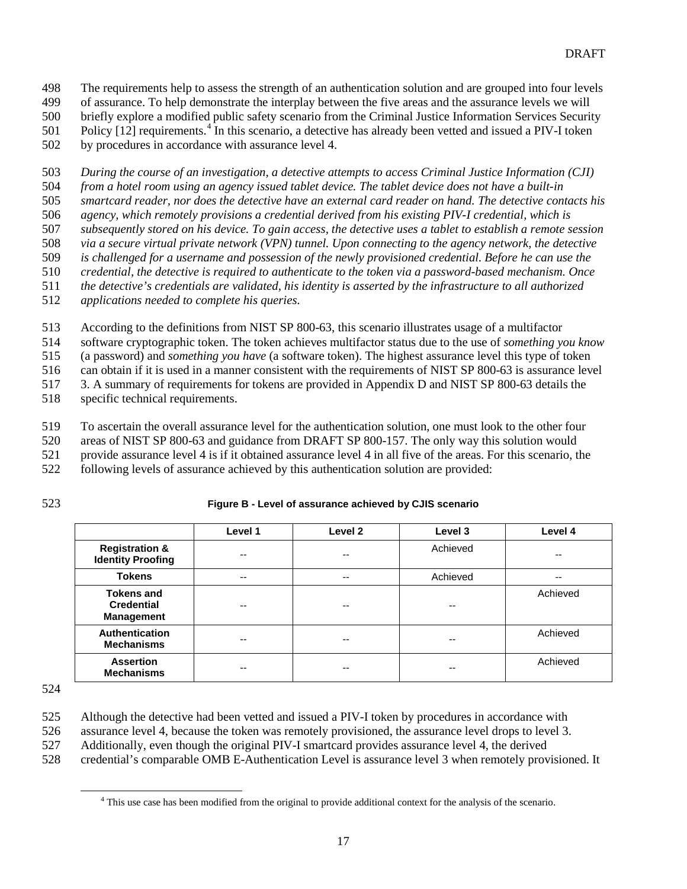The requirements help to assess the strength of an authentication solution and are grouped into four levels of assurance. To help demonstrate the interplay between the five areas and the assurance levels we will briefly explore a modified public safety scenario from the Criminal Justice Information Services Security Policy [12] requirements.[4] In this scenario, a detective has already been vetted and issued a PIV-I token by procedures in accordance with assurance level 4.

*During the course of an investigation, a detective attempts to access Criminal Justice Information (CJI) from a hotel room using an agency issued tablet device. The tablet device does not have a built-in smartcard reader, nor does the detective have an external card reader on hand. The detective contacts his agency, which remotely provisions a credential derived from his existing PIV-I credential, which is subsequently stored on his device. To gain access, the detective uses a tablet to establish a remote session via a secure virtual private network (VPN) tunnel. Upon connecting to the agency network, the detective is challenged for a username and possession of the newly provisioned credential. Before he can use the credential, the detective is required to authenticate to the token via a password-based mechanism. Once the detective's credentials are validated, his identity is asserted by the infrastructure to all authorized applications needed to complete his queries.*

According to the definitions from NIST SP 800-63, this scenario illustrates usage of a multifactor software cryptographic token. The token achieves multifactor status due to the use of *something you know* (a password) and *something you have* (a software token). The highest assurance level this type of token can obtain if it is used in a manner consistent with the requirements of NIST SP 800-63 is assurance level 3. A summary of requirements for tokens are provided in Appendix D and NIST SP 800-63 details the specific technical requirements.

To ascertain the overall assurance level for the authentication solution, one must look to the other four areas of NIST SP 800-63 and guidance from DRAFT SP 800-157. The only way this solution would provide assurance level 4 is if it obtained assurance level 4 in all five of the areas. For this scenario, the following levels of assurance achieved by this authentication solution are provided:

**Figure B - Level of assurance achieved by CJIS scenario**

| | Level 1 | Level 2 | Level 3 | Level 4 |
|---|---|---|---|---|
| **Registration & Identity Proofing** | -- | -- | Achieved | -- |
| **Tokens** | -- | -- | Achieved | -- |
| **Tokens and Credential Management** | -- | -- | -- | Achieved |
| **Authentication Mechanisms** | -- | -- | -- | Achieved |
| **Assertion Mechanisms** | -- | -- | -- | Achieved |

Although the detective had been vetted and issued a PIV-I token by procedures in accordance with assurance level 4, because the token was remotely provisioned, the assurance level drops to level 3. Additionally, even though the original PIV-I smartcard provides assurance level 4, the derived credential's comparable OMB E-Authentication Level is assurance level 3 when remotely provisioned. It

[4] This use case has been modified from the original to provide additional context for the analysis of the scenario.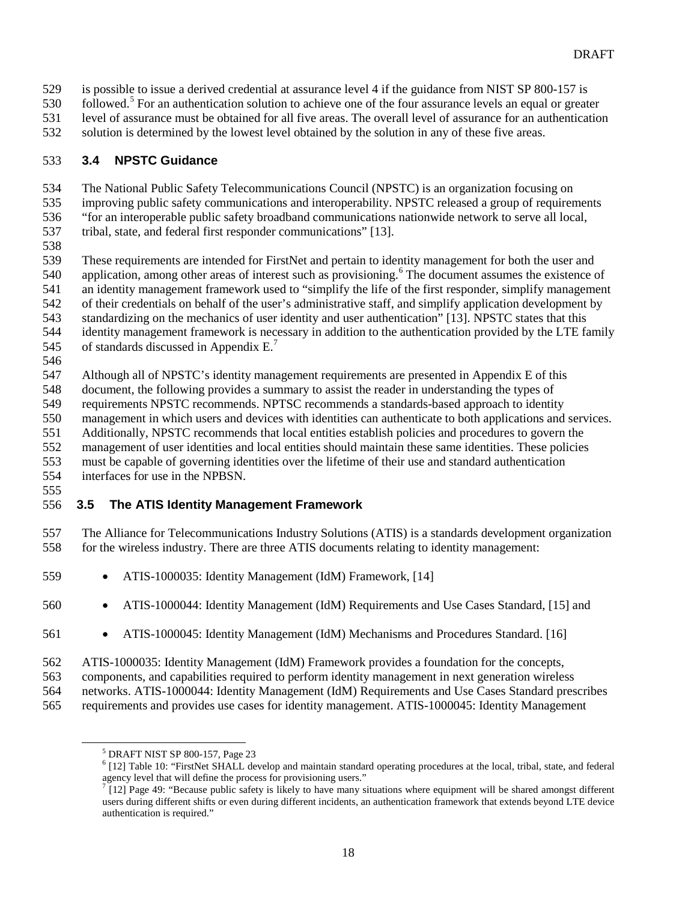is possible to issue a derived credential at assurance level 4 if the guidance from NIST SP 800-157 is followed.[5] For an authentication solution to achieve one of the four assurance levels an equal or greater level of assurance must be obtained for all five areas. The overall level of assurance for an authentication solution is determined by the lowest level obtained by the solution in any of these five areas.

## 3.4 NPSTC Guidance

The National Public Safety Telecommunications Council (NPSTC) is an organization focusing on improving public safety communications and interoperability. NPSTC released a group of requirements "for an interoperable public safety broadband communications nationwide network to serve all local, tribal, state, and federal first responder communications" [13].

These requirements are intended for FirstNet and pertain to identity management for both the user and application, among other areas of interest such as provisioning.[6] The document assumes the existence of an identity management framework used to "simplify the life of the first responder, simplify management of their credentials on behalf of the user's administrative staff, and simplify application development by standardizing on the mechanics of user identity and user authentication" [13]. NPSTC states that this identity management framework is necessary in addition to the authentication provided by the LTE family of standards discussed in Appendix E.[7]

Although all of NPSTC's identity management requirements are presented in Appendix E of this document, the following provides a summary to assist the reader in understanding the types of requirements NPSTC recommends. NPTSC recommends a standards-based approach to identity management in which users and devices with identities can authenticate to both applications and services. Additionally, NPSTC recommends that local entities establish policies and procedures to govern the management of user identities and local entities should maintain these same identities. These policies must be capable of governing identities over the lifetime of their use and standard authentication interfaces for use in the NPBSN.

## 3.5 The ATIS Identity Management Framework

The Alliance for Telecommunications Industry Solutions (ATIS) is a standards development organization for the wireless industry. There are three ATIS documents relating to identity management:

- ATIS-1000035: Identity Management (IdM) Framework, [14]
- ATIS-1000044: Identity Management (IdM) Requirements and Use Cases Standard, [15] and
- ATIS-1000045: Identity Management (IdM) Mechanisms and Procedures Standard. [16]

ATIS-1000035: Identity Management (IdM) Framework provides a foundation for the concepts, components, and capabilities required to perform identity management in next generation wireless networks. ATIS-1000044: Identity Management (IdM) Requirements and Use Cases Standard prescribes requirements and provides use cases for identity management. ATIS-1000045: Identity Management

---

[5] DRAFT NIST SP 800-157, Page 23

[6] [12] Table 10: "FirstNet SHALL develop and maintain standard operating procedures at the local, tribal, state, and federal agency level that will define the process for provisioning users."

[7] [12] Page 49: "Because public safety is likely to have many situations where equipment will be shared amongst different users during different shifts or even during different incidents, an authentication framework that extends beyond LTE device authentication is required."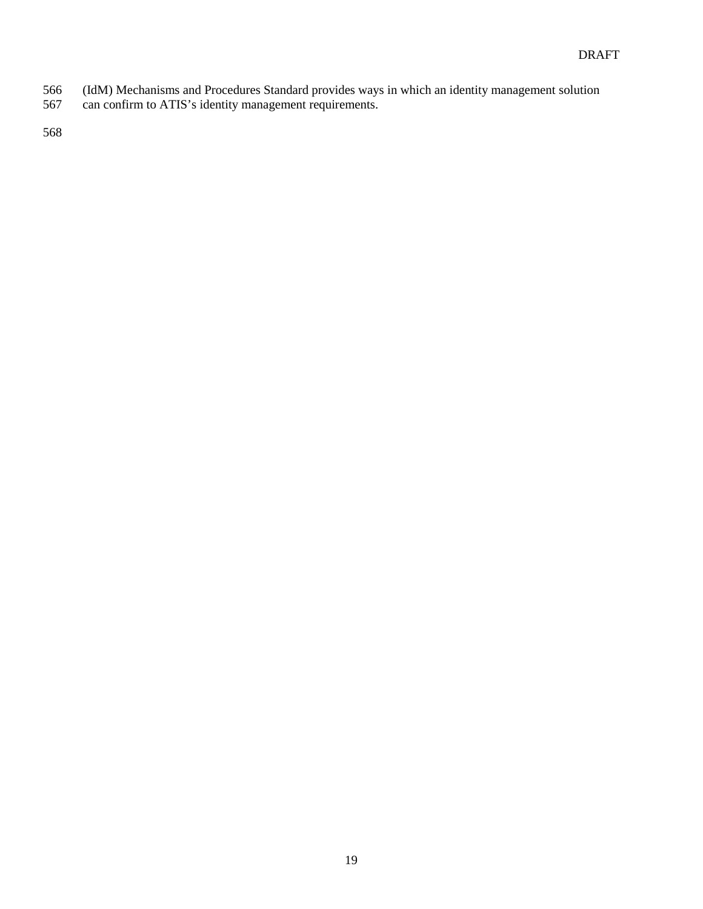(IdM) Mechanisms and Procedures Standard provides ways in which an identity management solution can confirm to ATIS's identity management requirements.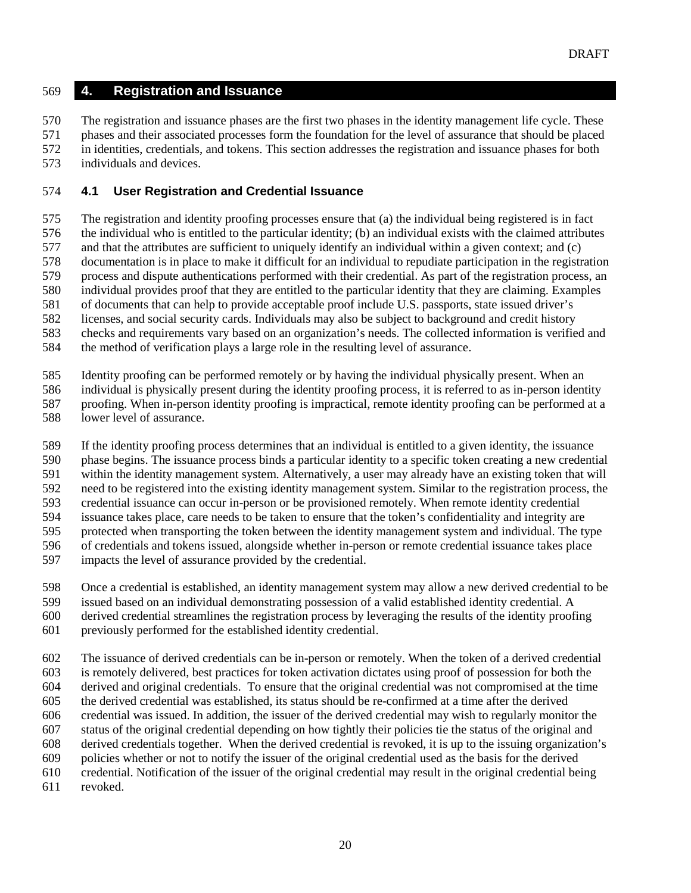# 4. Registration and Issuance

The registration and issuance phases are the first two phases in the identity management life cycle. These phases and their associated processes form the foundation for the level of assurance that should be placed in identities, credentials, and tokens. This section addresses the registration and issuance phases for both individuals and devices.

## 4.1 User Registration and Credential Issuance

The registration and identity proofing processes ensure that (a) the individual being registered is in fact the individual who is entitled to the particular identity; (b) an individual exists with the claimed attributes and that the attributes are sufficient to uniquely identify an individual within a given context; and (c) documentation is in place to make it difficult for an individual to repudiate participation in the registration process and dispute authentications performed with their credential. As part of the registration process, an individual provides proof that they are entitled to the particular identity that they are claiming. Examples of documents that can help to provide acceptable proof include U.S. passports, state issued driver's licenses, and social security cards. Individuals may also be subject to background and credit history checks and requirements vary based on an organization's needs. The collected information is verified and the method of verification plays a large role in the resulting level of assurance.

Identity proofing can be performed remotely or by having the individual physically present. When an individual is physically present during the identity proofing process, it is referred to as in-person identity proofing. When in-person identity proofing is impractical, remote identity proofing can be performed at a lower level of assurance.

If the identity proofing process determines that an individual is entitled to a given identity, the issuance phase begins. The issuance process binds a particular identity to a specific token creating a new credential within the identity management system. Alternatively, a user may already have an existing token that will need to be registered into the existing identity management system. Similar to the registration process, the credential issuance can occur in-person or be provisioned remotely. When remote identity credential issuance takes place, care needs to be taken to ensure that the token's confidentiality and integrity are protected when transporting the token between the identity management system and individual. The type of credentials and tokens issued, alongside whether in-person or remote credential issuance takes place impacts the level of assurance provided by the credential.

Once a credential is established, an identity management system may allow a new derived credential to be issued based on an individual demonstrating possession of a valid established identity credential. A derived credential streamlines the registration process by leveraging the results of the identity proofing previously performed for the established identity credential.

The issuance of derived credentials can be in-person or remotely. When the token of a derived credential is remotely delivered, best practices for token activation dictates using proof of possession for both the derived and original credentials. To ensure that the original credential was not compromised at the time the derived credential was established, its status should be re-confirmed at a time after the derived credential was issued. In addition, the issuer of the derived credential may wish to regularly monitor the status of the original credential depending on how tightly their policies tie the status of the original and derived credentials together. When the derived credential is revoked, it is up to the issuing organization's policies whether or not to notify the issuer of the original credential used as the basis for the derived credential. Notification of the issuer of the original credential may result in the original credential being revoked.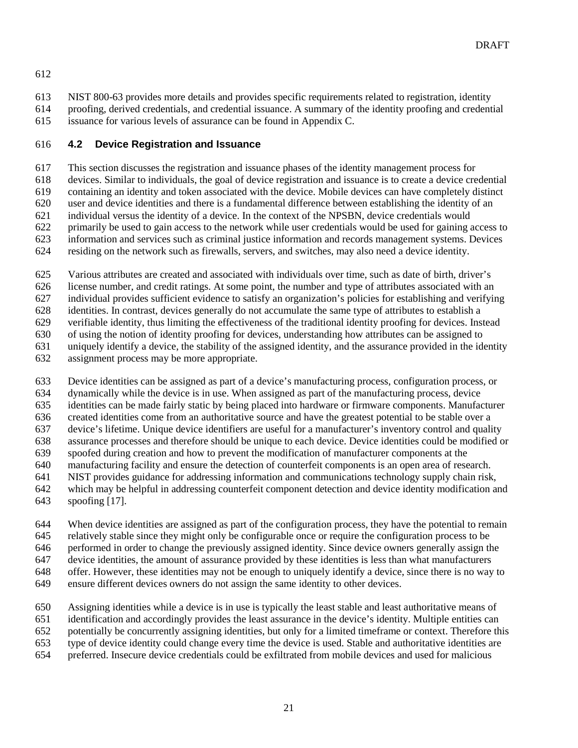NIST 800-63 provides more details and provides specific requirements related to registration, identity proofing, derived credentials, and credential issuance. A summary of the identity proofing and credential issuance for various levels of assurance can be found in Appendix C.

### 4.2 Device Registration and Issuance

This section discusses the registration and issuance phases of the identity management process for devices. Similar to individuals, the goal of device registration and issuance is to create a device credential containing an identity and token associated with the device. Mobile devices can have completely distinct user and device identities and there is a fundamental difference between establishing the identity of an individual versus the identity of a device. In the context of the NPSBN, device credentials would primarily be used to gain access to the network while user credentials would be used for gaining access to information and services such as criminal justice information and records management systems. Devices residing on the network such as firewalls, servers, and switches, may also need a device identity.

Various attributes are created and associated with individuals over time, such as date of birth, driver's license number, and credit ratings. At some point, the number and type of attributes associated with an individual provides sufficient evidence to satisfy an organization's policies for establishing and verifying identities. In contrast, devices generally do not accumulate the same type of attributes to establish a verifiable identity, thus limiting the effectiveness of the traditional identity proofing for devices. Instead of using the notion of identity proofing for devices, understanding how attributes can be assigned to uniquely identify a device, the stability of the assigned identity, and the assurance provided in the identity assignment process may be more appropriate.

Device identities can be assigned as part of a device's manufacturing process, configuration process, or dynamically while the device is in use. When assigned as part of the manufacturing process, device identities can be made fairly static by being placed into hardware or firmware components. Manufacturer created identities come from an authoritative source and have the greatest potential to be stable over a device's lifetime. Unique device identifiers are useful for a manufacturer's inventory control and quality assurance processes and therefore should be unique to each device. Device identities could be modified or spoofed during creation and how to prevent the modification of manufacturer components at the manufacturing facility and ensure the detection of counterfeit components is an open area of research. NIST provides guidance for addressing information and communications technology supply chain risk, which may be helpful in addressing counterfeit component detection and device identity modification and spoofing [17].

When device identities are assigned as part of the configuration process, they have the potential to remain relatively stable since they might only be configurable once or require the configuration process to be performed in order to change the previously assigned identity. Since device owners generally assign the device identities, the amount of assurance provided by these identities is less than what manufacturers offer. However, these identities may not be enough to uniquely identify a device, since there is no way to ensure different devices owners do not assign the same identity to other devices.

Assigning identities while a device is in use is typically the least stable and least authoritative means of identification and accordingly provides the least assurance in the device's identity. Multiple entities can potentially be concurrently assigning identities, but only for a limited timeframe or context. Therefore this type of device identity could change every time the device is used. Stable and authoritative identities are preferred. Insecure device credentials could be exfiltrated from mobile devices and used for malicious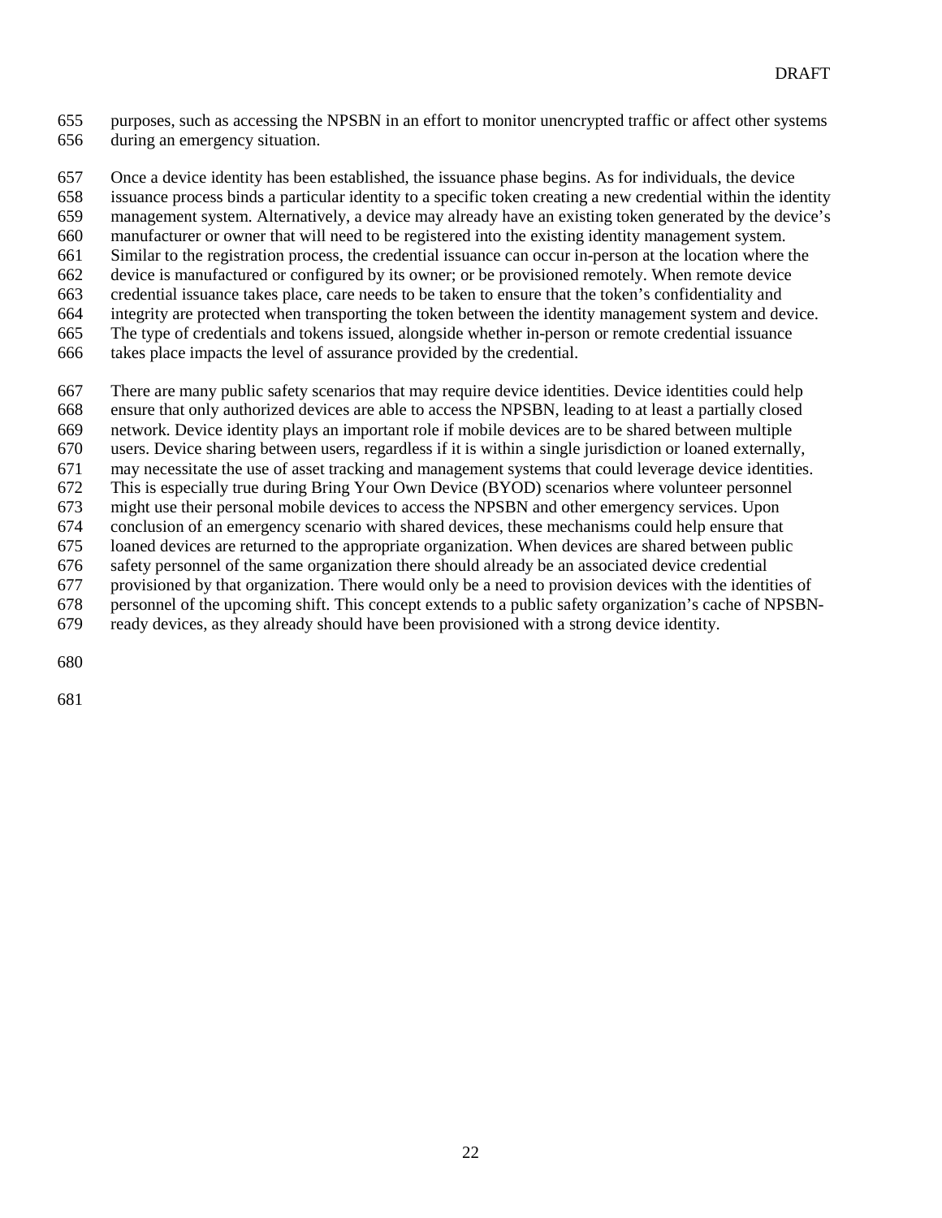purposes, such as accessing the NPSBN in an effort to monitor unencrypted traffic or affect other systems during an emergency situation.

Once a device identity has been established, the issuance phase begins. As for individuals, the device issuance process binds a particular identity to a specific token creating a new credential within the identity management system. Alternatively, a device may already have an existing token generated by the device's manufacturer or owner that will need to be registered into the existing identity management system. Similar to the registration process, the credential issuance can occur in-person at the location where the device is manufactured or configured by its owner; or be provisioned remotely. When remote device credential issuance takes place, care needs to be taken to ensure that the token's confidentiality and integrity are protected when transporting the token between the identity management system and device. The type of credentials and tokens issued, alongside whether in-person or remote credential issuance takes place impacts the level of assurance provided by the credential.

There are many public safety scenarios that may require device identities. Device identities could help ensure that only authorized devices are able to access the NPSBN, leading to at least a partially closed network. Device identity plays an important role if mobile devices are to be shared between multiple users. Device sharing between users, regardless if it is within a single jurisdiction or loaned externally, may necessitate the use of asset tracking and management systems that could leverage device identities. This is especially true during Bring Your Own Device (BYOD) scenarios where volunteer personnel might use their personal mobile devices to access the NPSBN and other emergency services. Upon conclusion of an emergency scenario with shared devices, these mechanisms could help ensure that loaned devices are returned to the appropriate organization. When devices are shared between public safety personnel of the same organization there should already be an associated device credential provisioned by that organization. There would only be a need to provision devices with the identities of personnel of the upcoming shift. This concept extends to a public safety organization's cache of NPSBN-ready devices, as they already should have been provisioned with a strong device identity.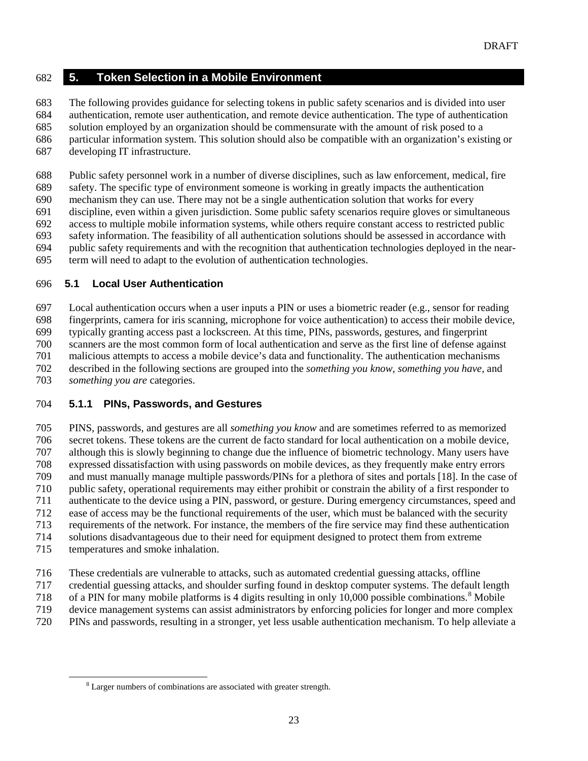# 5. Token Selection in a Mobile Environment

The following provides guidance for selecting tokens in public safety scenarios and is divided into user authentication, remote user authentication, and remote device authentication. The type of authentication solution employed by an organization should be commensurate with the amount of risk posed to a particular information system. This solution should also be compatible with an organization's existing or developing IT infrastructure.

Public safety personnel work in a number of diverse disciplines, such as law enforcement, medical, fire safety. The specific type of environment someone is working in greatly impacts the authentication mechanism they can use. There may not be a single authentication solution that works for every discipline, even within a given jurisdiction. Some public safety scenarios require gloves or simultaneous access to multiple mobile information systems, while others require constant access to restricted public safety information. The feasibility of all authentication solutions should be assessed in accordance with public safety requirements and with the recognition that authentication technologies deployed in the near-term will need to adapt to the evolution of authentication technologies.

## 5.1 Local User Authentication

Local authentication occurs when a user inputs a PIN or uses a biometric reader (e.g., sensor for reading fingerprints, camera for iris scanning, microphone for voice authentication) to access their mobile device, typically granting access past a lockscreen. At this time, PINs, passwords, gestures, and fingerprint scanners are the most common form of local authentication and serve as the first line of defense against malicious attempts to access a mobile device's data and functionality. The authentication mechanisms described in the following sections are grouped into the *something you know*, *something you have*, and *something you are* categories.

### 5.1.1 PINs, Passwords, and Gestures

PINS, passwords, and gestures are all *something you know* and are sometimes referred to as memorized secret tokens. These tokens are the current de facto standard for local authentication on a mobile device, although this is slowly beginning to change due the influence of biometric technology. Many users have expressed dissatisfaction with using passwords on mobile devices, as they frequently make entry errors and must manually manage multiple passwords/PINs for a plethora of sites and portals [18]. In the case of public safety, operational requirements may either prohibit or constrain the ability of a first responder to authenticate to the device using a PIN, password, or gesture. During emergency circumstances, speed and ease of access may be the functional requirements of the user, which must be balanced with the security requirements of the network. For instance, the members of the fire service may find these authentication solutions disadvantageous due to their need for equipment designed to protect them from extreme temperatures and smoke inhalation.

These credentials are vulnerable to attacks, such as automated credential guessing attacks, offline credential guessing attacks, and shoulder surfing found in desktop computer systems. The default length of a PIN for many mobile platforms is 4 digits resulting in only 10,000 possible combinations.[8] Mobile device management systems can assist administrators by enforcing policies for longer and more complex PINs and passwords, resulting in a stronger, yet less usable authentication mechanism. To help alleviate a

[8] Larger numbers of combinations are associated with greater strength.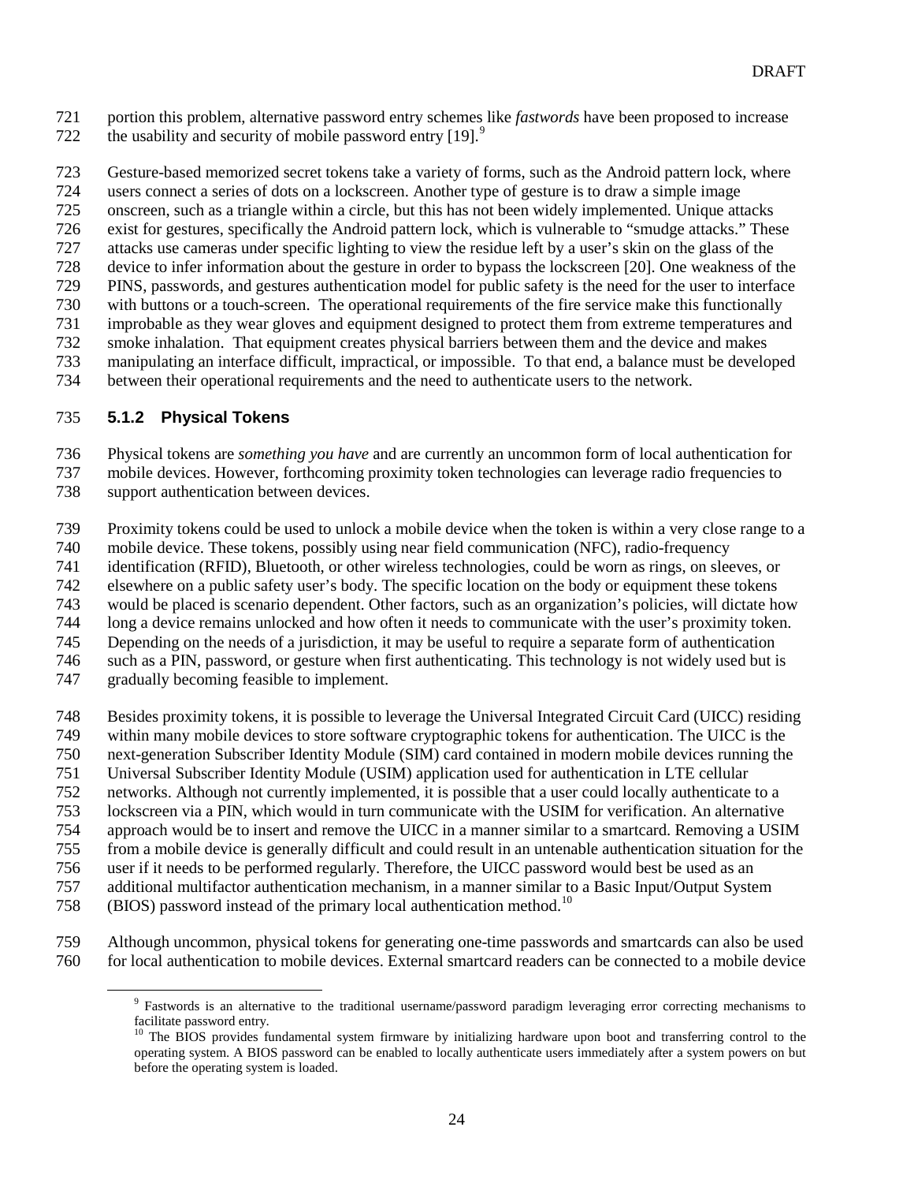portion this problem, alternative password entry schemes like *fastwords* have been proposed to increase the usability and security of mobile password entry [19].[9]

Gesture-based memorized secret tokens take a variety of forms, such as the Android pattern lock, where users connect a series of dots on a lockscreen. Another type of gesture is to draw a simple image onscreen, such as a triangle within a circle, but this has not been widely implemented. Unique attacks exist for gestures, specifically the Android pattern lock, which is vulnerable to "smudge attacks." These attacks use cameras under specific lighting to view the residue left by a user's skin on the glass of the device to infer information about the gesture in order to bypass the lockscreen [20]. One weakness of the PINS, passwords, and gestures authentication model for public safety is the need for the user to interface with buttons or a touch-screen. The operational requirements of the fire service make this functionally improbable as they wear gloves and equipment designed to protect them from extreme temperatures and smoke inhalation. That equipment creates physical barriers between them and the device and makes manipulating an interface difficult, impractical, or impossible. To that end, a balance must be developed between their operational requirements and the need to authenticate users to the network.

### 5.1.2 Physical Tokens

Physical tokens are *something you have* and are currently an uncommon form of local authentication for mobile devices. However, forthcoming proximity token technologies can leverage radio frequencies to support authentication between devices.

Proximity tokens could be used to unlock a mobile device when the token is within a very close range to a mobile device. These tokens, possibly using near field communication (NFC), radio-frequency identification (RFID), Bluetooth, or other wireless technologies, could be worn as rings, on sleeves, or elsewhere on a public safety user's body. The specific location on the body or equipment these tokens would be placed is scenario dependent. Other factors, such as an organization's policies, will dictate how long a device remains unlocked and how often it needs to communicate with the user's proximity token. Depending on the needs of a jurisdiction, it may be useful to require a separate form of authentication such as a PIN, password, or gesture when first authenticating. This technology is not widely used but is gradually becoming feasible to implement.

Besides proximity tokens, it is possible to leverage the Universal Integrated Circuit Card (UICC) residing within many mobile devices to store software cryptographic tokens for authentication. The UICC is the next-generation Subscriber Identity Module (SIM) card contained in modern mobile devices running the Universal Subscriber Identity Module (USIM) application used for authentication in LTE cellular networks. Although not currently implemented, it is possible that a user could locally authenticate to a lockscreen via a PIN, which would in turn communicate with the USIM for verification. An alternative approach would be to insert and remove the UICC in a manner similar to a smartcard. Removing a USIM from a mobile device is generally difficult and could result in an untenable authentication situation for the user if it needs to be performed regularly. Therefore, the UICC password would best be used as an additional multifactor authentication mechanism, in a manner similar to a Basic Input/Output System (BIOS) password instead of the primary local authentication method.[10]

Although uncommon, physical tokens for generating one-time passwords and smartcards can also be used for local authentication to mobile devices. External smartcard readers can be connected to a mobile device

---

[9] Fastwords is an alternative to the traditional username/password paradigm leveraging error correcting mechanisms to facilitate password entry.

[10] The BIOS provides fundamental system firmware by initializing hardware upon boot and transferring control to the operating system. A BIOS password can be enabled to locally authenticate users immediately after a system powers on but before the operating system is loaded.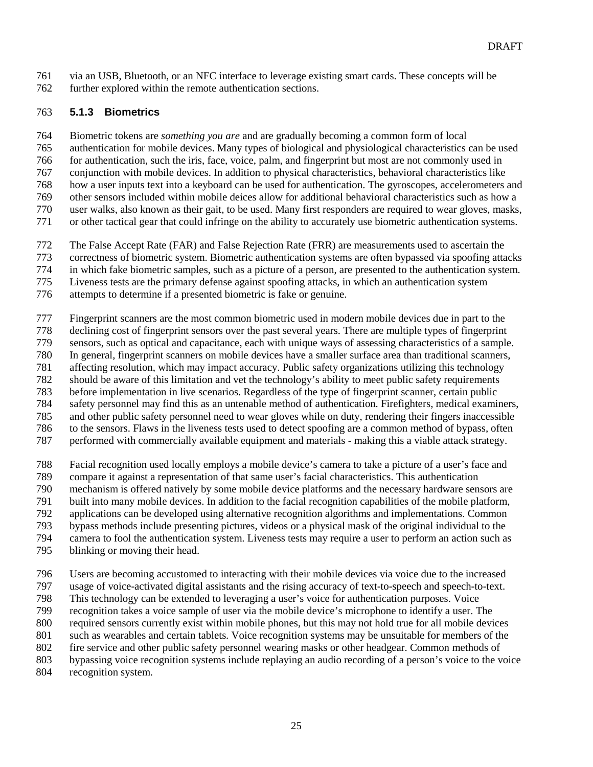via an USB, Bluetooth, or an NFC interface to leverage existing smart cards. These concepts will be further explored within the remote authentication sections.

### 5.1.3 Biometrics

Biometric tokens are *something you are* and are gradually becoming a common form of local authentication for mobile devices. Many types of biological and physiological characteristics can be used for authentication, such the iris, face, voice, palm, and fingerprint but most are not commonly used in conjunction with mobile devices. In addition to physical characteristics, behavioral characteristics like how a user inputs text into a keyboard can be used for authentication. The gyroscopes, accelerometers and other sensors included within mobile deices allow for additional behavioral characteristics such as how a user walks, also known as their gait, to be used. Many first responders are required to wear gloves, masks, or other tactical gear that could infringe on the ability to accurately use biometric authentication systems.

The False Accept Rate (FAR) and False Rejection Rate (FRR) are measurements used to ascertain the correctness of biometric system. Biometric authentication systems are often bypassed via spoofing attacks in which fake biometric samples, such as a picture of a person, are presented to the authentication system. Liveness tests are the primary defense against spoofing attacks, in which an authentication system attempts to determine if a presented biometric is fake or genuine.

Fingerprint scanners are the most common biometric used in modern mobile devices due in part to the declining cost of fingerprint sensors over the past several years. There are multiple types of fingerprint sensors, such as optical and capacitance, each with unique ways of assessing characteristics of a sample. In general, fingerprint scanners on mobile devices have a smaller surface area than traditional scanners, affecting resolution, which may impact accuracy. Public safety organizations utilizing this technology should be aware of this limitation and vet the technology's ability to meet public safety requirements before implementation in live scenarios. Regardless of the type of fingerprint scanner, certain public safety personnel may find this as an untenable method of authentication. Firefighters, medical examiners, and other public safety personnel need to wear gloves while on duty, rendering their fingers inaccessible to the sensors. Flaws in the liveness tests used to detect spoofing are a common method of bypass, often performed with commercially available equipment and materials - making this a viable attack strategy.

Facial recognition used locally employs a mobile device's camera to take a picture of a user's face and compare it against a representation of that same user's facial characteristics. This authentication mechanism is offered natively by some mobile device platforms and the necessary hardware sensors are built into many mobile devices. In addition to the facial recognition capabilities of the mobile platform, applications can be developed using alternative recognition algorithms and implementations. Common bypass methods include presenting pictures, videos or a physical mask of the original individual to the camera to fool the authentication system. Liveness tests may require a user to perform an action such as blinking or moving their head.

Users are becoming accustomed to interacting with their mobile devices via voice due to the increased usage of voice-activated digital assistants and the rising accuracy of text-to-speech and speech-to-text. This technology can be extended to leveraging a user's voice for authentication purposes. Voice recognition takes a voice sample of user via the mobile device's microphone to identify a user. The required sensors currently exist within mobile phones, but this may not hold true for all mobile devices such as wearables and certain tablets. Voice recognition systems may be unsuitable for members of the fire service and other public safety personnel wearing masks or other headgear. Common methods of bypassing voice recognition systems include replaying an audio recording of a person's voice to the voice recognition system.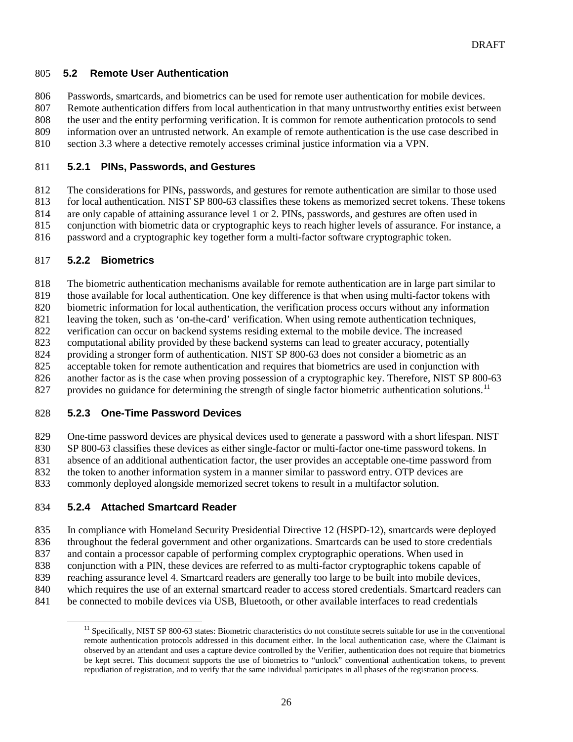## 5.2 Remote User Authentication

Passwords, smartcards, and biometrics can be used for remote user authentication for mobile devices. Remote authentication differs from local authentication in that many untrustworthy entities exist between the user and the entity performing verification. It is common for remote authentication protocols to send information over an untrusted network. An example of remote authentication is the use case described in section 3.3 where a detective remotely accesses criminal justice information via a VPN.

### 5.2.1 PINs, Passwords, and Gestures

The considerations for PINs, passwords, and gestures for remote authentication are similar to those used for local authentication. NIST SP 800-63 classifies these tokens as memorized secret tokens. These tokens are only capable of attaining assurance level 1 or 2. PINs, passwords, and gestures are often used in conjunction with biometric data or cryptographic keys to reach higher levels of assurance. For instance, a password and a cryptographic key together form a multi-factor software cryptographic token.

### 5.2.2 Biometrics

The biometric authentication mechanisms available for remote authentication are in large part similar to those available for local authentication. One key difference is that when using multi-factor tokens with biometric information for local authentication, the verification process occurs without any information leaving the token, such as 'on-the-card' verification. When using remote authentication techniques, verification can occur on backend systems residing external to the mobile device. The increased computational ability provided by these backend systems can lead to greater accuracy, potentially providing a stronger form of authentication. NIST SP 800-63 does not consider a biometric as an acceptable token for remote authentication and requires that biometrics are used in conjunction with another factor as is the case when proving possession of a cryptographic key. Therefore, NIST SP 800-63 provides no guidance for determining the strength of single factor biometric authentication solutions.[11]

### 5.2.3 One-Time Password Devices

One-time password devices are physical devices used to generate a password with a short lifespan. NIST SP 800-63 classifies these devices as either single-factor or multi-factor one-time password tokens. In absence of an additional authentication factor, the user provides an acceptable one-time password from the token to another information system in a manner similar to password entry. OTP devices are commonly deployed alongside memorized secret tokens to result in a multifactor solution.

### 5.2.4 Attached Smartcard Reader

In compliance with Homeland Security Presidential Directive 12 (HSPD-12), smartcards were deployed throughout the federal government and other organizations. Smartcards can be used to store credentials and contain a processor capable of performing complex cryptographic operations. When used in conjunction with a PIN, these devices are referred to as multi-factor cryptographic tokens capable of reaching assurance level 4. Smartcard readers are generally too large to be built into mobile devices, which requires the use of an external smartcard reader to access stored credentials. Smartcard readers can be connected to mobile devices via USB, Bluetooth, or other available interfaces to read credentials

---

[11] Specifically, NIST SP 800-63 states: Biometric characteristics do not constitute secrets suitable for use in the conventional remote authentication protocols addressed in this document either. In the local authentication case, where the Claimant is observed by an attendant and uses a capture device controlled by the Verifier, authentication does not require that biometrics be kept secret. This document supports the use of biometrics to "unlock" conventional authentication tokens, to prevent repudiation of registration, and to verify that the same individual participates in all phases of the registration process.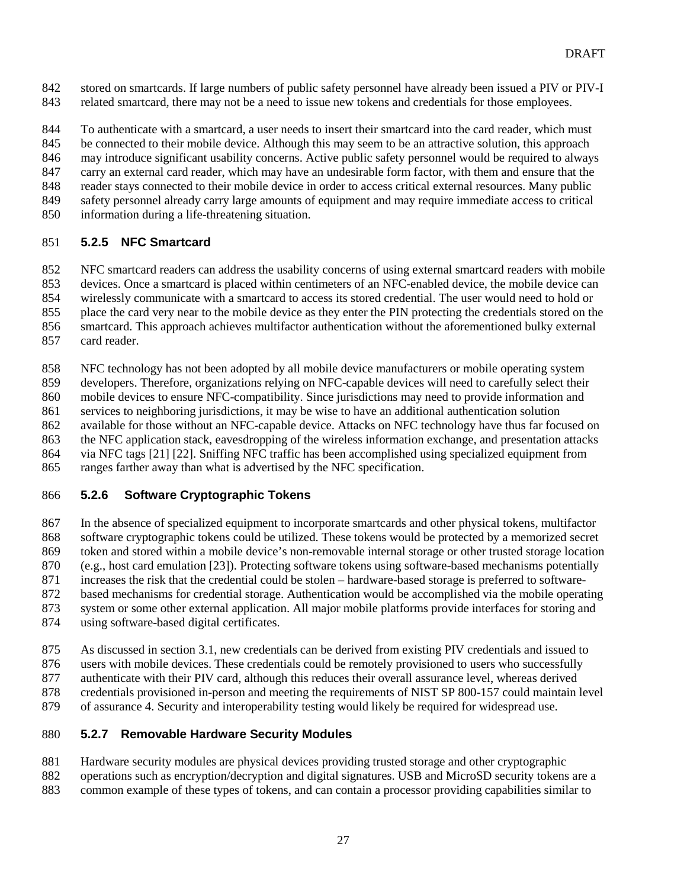stored on smartcards. If large numbers of public safety personnel have already been issued a PIV or PIV-I related smartcard, there may not be a need to issue new tokens and credentials for those employees.

To authenticate with a smartcard, a user needs to insert their smartcard into the card reader, which must be connected to their mobile device. Although this may seem to be an attractive solution, this approach may introduce significant usability concerns. Active public safety personnel would be required to always carry an external card reader, which may have an undesirable form factor, with them and ensure that the reader stays connected to their mobile device in order to access critical external resources. Many public safety personnel already carry large amounts of equipment and may require immediate access to critical information during a life-threatening situation.

### 5.2.5 NFC Smartcard

NFC smartcard readers can address the usability concerns of using external smartcard readers with mobile devices. Once a smartcard is placed within centimeters of an NFC-enabled device, the mobile device can wirelessly communicate with a smartcard to access its stored credential. The user would need to hold or place the card very near to the mobile device as they enter the PIN protecting the credentials stored on the smartcard. This approach achieves multifactor authentication without the aforementioned bulky external card reader.

NFC technology has not been adopted by all mobile device manufacturers or mobile operating system developers. Therefore, organizations relying on NFC-capable devices will need to carefully select their mobile devices to ensure NFC-compatibility. Since jurisdictions may need to provide information and services to neighboring jurisdictions, it may be wise to have an additional authentication solution available for those without an NFC-capable device. Attacks on NFC technology have thus far focused on the NFC application stack, eavesdropping of the wireless information exchange, and presentation attacks via NFC tags [21] [22]. Sniffing NFC traffic has been accomplished using specialized equipment from ranges farther away than what is advertised by the NFC specification.

### 5.2.6 Software Cryptographic Tokens

In the absence of specialized equipment to incorporate smartcards and other physical tokens, multifactor software cryptographic tokens could be utilized. These tokens would be protected by a memorized secret token and stored within a mobile device's non-removable internal storage or other trusted storage location (e.g., host card emulation [23]). Protecting software tokens using software-based mechanisms potentially increases the risk that the credential could be stolen – hardware-based storage is preferred to software-based mechanisms for credential storage. Authentication would be accomplished via the mobile operating system or some other external application. All major mobile platforms provide interfaces for storing and using software-based digital certificates.

As discussed in section 3.1, new credentials can be derived from existing PIV credentials and issued to users with mobile devices. These credentials could be remotely provisioned to users who successfully authenticate with their PIV card, although this reduces their overall assurance level, whereas derived credentials provisioned in-person and meeting the requirements of NIST SP 800-157 could maintain level of assurance 4. Security and interoperability testing would likely be required for widespread use.

### 5.2.7 Removable Hardware Security Modules

Hardware security modules are physical devices providing trusted storage and other cryptographic operations such as encryption/decryption and digital signatures. USB and MicroSD security tokens are a common example of these types of tokens, and can contain a processor providing capabilities similar to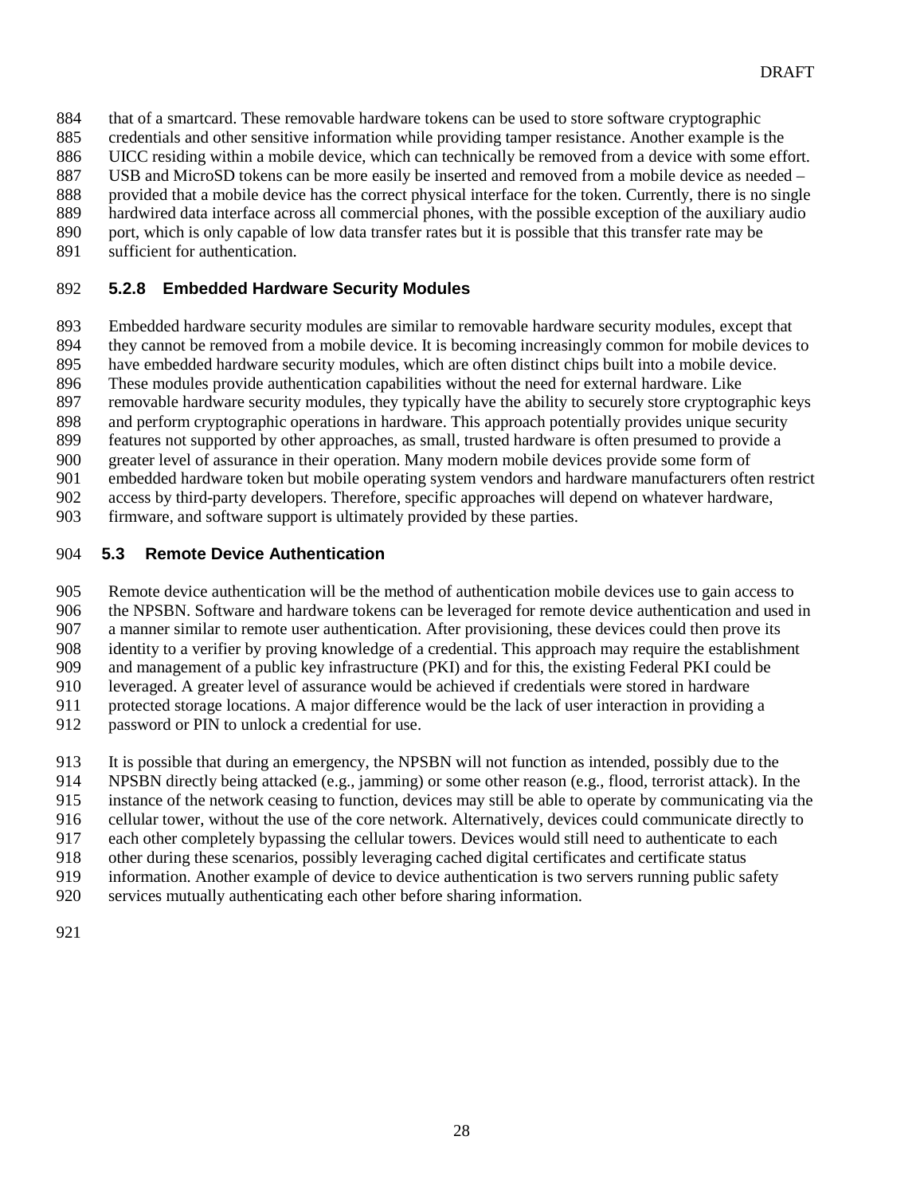that of a smartcard. These removable hardware tokens can be used to store software cryptographic credentials and other sensitive information while providing tamper resistance. Another example is the UICC residing within a mobile device, which can technically be removed from a device with some effort. USB and MicroSD tokens can be more easily be inserted and removed from a mobile device as needed – provided that a mobile device has the correct physical interface for the token. Currently, there is no single hardwired data interface across all commercial phones, with the possible exception of the auxiliary audio port, which is only capable of low data transfer rates but it is possible that this transfer rate may be sufficient for authentication.

### 5.2.8 Embedded Hardware Security Modules

Embedded hardware security modules are similar to removable hardware security modules, except that they cannot be removed from a mobile device. It is becoming increasingly common for mobile devices to have embedded hardware security modules, which are often distinct chips built into a mobile device. These modules provide authentication capabilities without the need for external hardware. Like removable hardware security modules, they typically have the ability to securely store cryptographic keys and perform cryptographic operations in hardware. This approach potentially provides unique security features not supported by other approaches, as small, trusted hardware is often presumed to provide a greater level of assurance in their operation. Many modern mobile devices provide some form of embedded hardware token but mobile operating system vendors and hardware manufacturers often restrict access by third-party developers. Therefore, specific approaches will depend on whatever hardware, firmware, and software support is ultimately provided by these parties.

## 5.3 Remote Device Authentication

Remote device authentication will be the method of authentication mobile devices use to gain access to the NPSBN. Software and hardware tokens can be leveraged for remote device authentication and used in a manner similar to remote user authentication. After provisioning, these devices could then prove its identity to a verifier by proving knowledge of a credential. This approach may require the establishment and management of a public key infrastructure (PKI) and for this, the existing Federal PKI could be leveraged. A greater level of assurance would be achieved if credentials were stored in hardware protected storage locations. A major difference would be the lack of user interaction in providing a password or PIN to unlock a credential for use.

It is possible that during an emergency, the NPSBN will not function as intended, possibly due to the NPSBN directly being attacked (e.g., jamming) or some other reason (e.g., flood, terrorist attack). In the instance of the network ceasing to function, devices may still be able to operate by communicating via the cellular tower, without the use of the core network. Alternatively, devices could communicate directly to each other completely bypassing the cellular towers. Devices would still need to authenticate to each other during these scenarios, possibly leveraging cached digital certificates and certificate status information. Another example of device to device authentication is two servers running public safety services mutually authenticating each other before sharing information.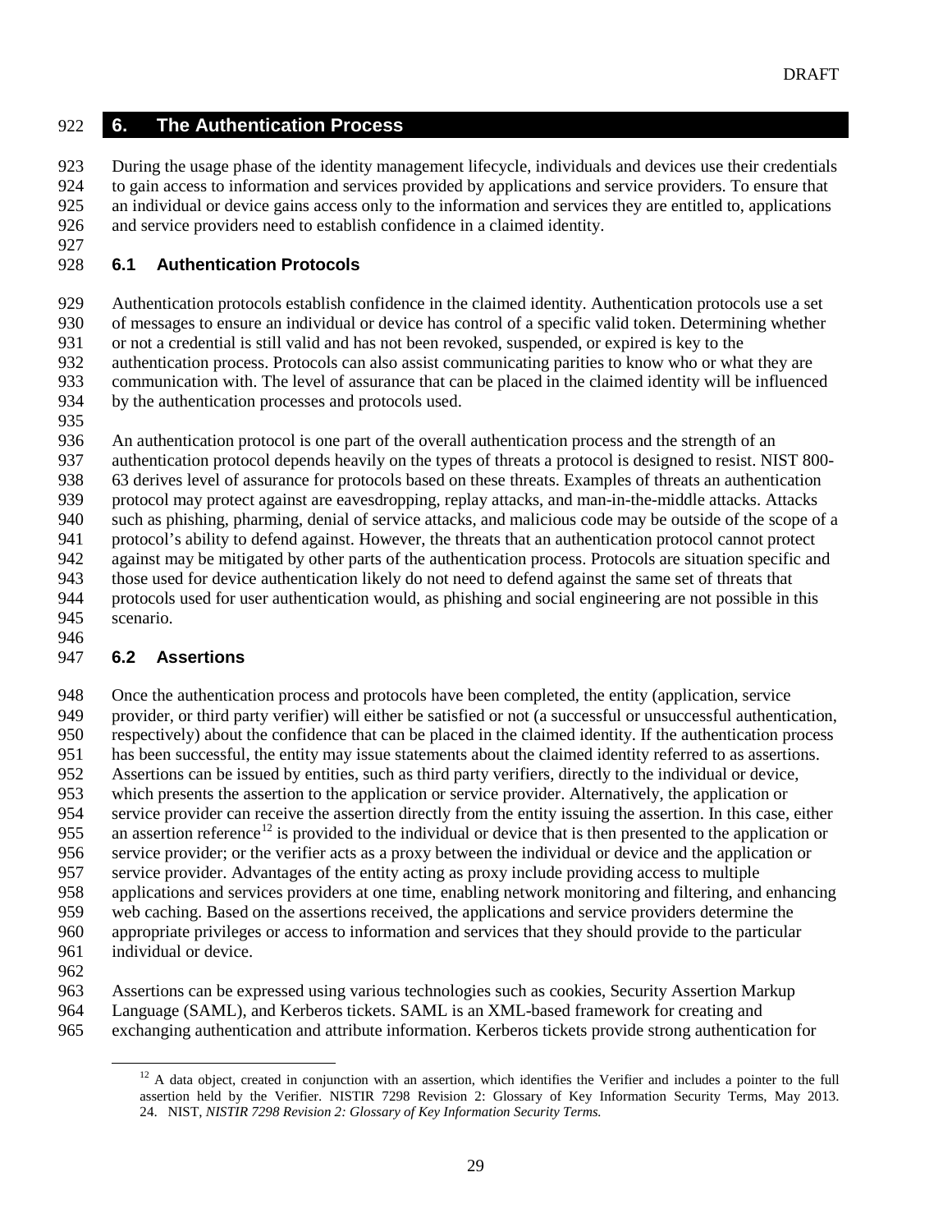# 6. The Authentication Process

During the usage phase of the identity management lifecycle, individuals and devices use their credentials to gain access to information and services provided by applications and service providers. To ensure that an individual or device gains access only to the information and services they are entitled to, applications and service providers need to establish confidence in a claimed identity.

## 6.1 Authentication Protocols

Authentication protocols establish confidence in the claimed identity. Authentication protocols use a set of messages to ensure an individual or device has control of a specific valid token. Determining whether or not a credential is still valid and has not been revoked, suspended, or expired is key to the authentication process. Protocols can also assist communicating parities to know who or what they are communication with. The level of assurance that can be placed in the claimed identity will be influenced by the authentication processes and protocols used.

An authentication protocol is one part of the overall authentication process and the strength of an authentication protocol depends heavily on the types of threats a protocol is designed to resist. NIST 800-63 derives level of assurance for protocols based on these threats. Examples of threats an authentication protocol may protect against are eavesdropping, replay attacks, and man-in-the-middle attacks. Attacks such as phishing, pharming, denial of service attacks, and malicious code may be outside of the scope of a protocol's ability to defend against. However, the threats that an authentication protocol cannot protect against may be mitigated by other parts of the authentication process. Protocols are situation specific and those used for device authentication likely do not need to defend against the same set of threats that protocols used for user authentication would, as phishing and social engineering are not possible in this scenario.

## 6.2 Assertions

Once the authentication process and protocols have been completed, the entity (application, service provider, or third party verifier) will either be satisfied or not (a successful or unsuccessful authentication, respectively) about the confidence that can be placed in the claimed identity. If the authentication process has been successful, the entity may issue statements about the claimed identity referred to as assertions. Assertions can be issued by entities, such as third party verifiers, directly to the individual or device, which presents the assertion to the application or service provider. Alternatively, the application or service provider can receive the assertion directly from the entity issuing the assertion. In this case, either an assertion reference[12] is provided to the individual or device that is then presented to the application or service provider; or the verifier acts as a proxy between the individual or device and the application or service provider. Advantages of the entity acting as proxy include providing access to multiple applications and services providers at one time, enabling network monitoring and filtering, and enhancing web caching. Based on the assertions received, the applications and service providers determine the appropriate privileges or access to information and services that they should provide to the particular individual or device.

Assertions can be expressed using various technologies such as cookies, Security Assertion Markup Language (SAML), and Kerberos tickets. SAML is an XML-based framework for creating and exchanging authentication and attribute information. Kerberos tickets provide strong authentication for

---

[12] A data object, created in conjunction with an assertion, which identifies the Verifier and includes a pointer to the full assertion held by the Verifier. NISTIR 7298 Revision 2: Glossary of Key Information Security Terms, May 2013. 24. NIST, *NISTIR 7298 Revision 2: Glossary of Key Information Security Terms.*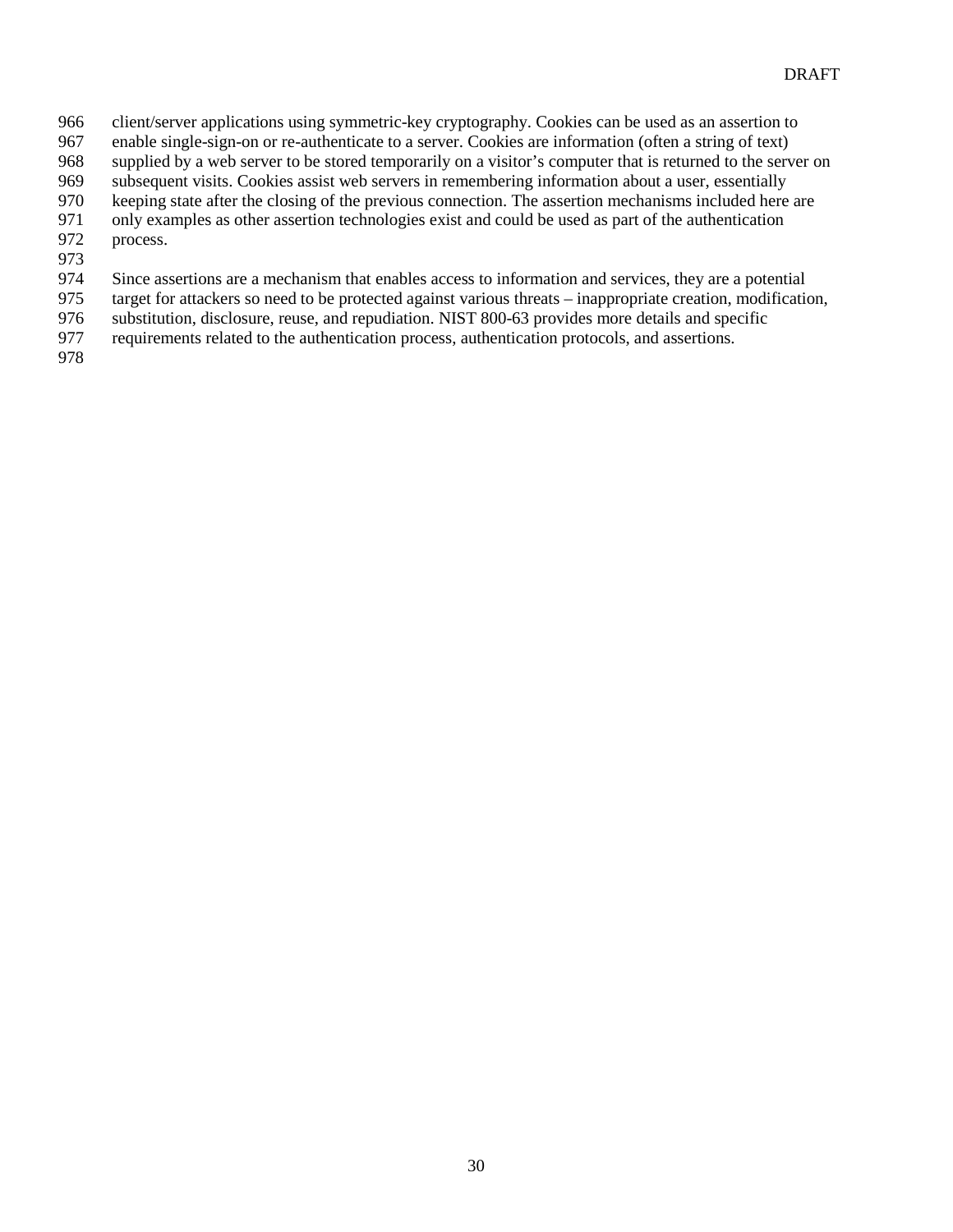client/server applications using symmetric-key cryptography. Cookies can be used as an assertion to enable single-sign-on or re-authenticate to a server. Cookies are information (often a string of text) supplied by a web server to be stored temporarily on a visitor's computer that is returned to the server on subsequent visits. Cookies assist web servers in remembering information about a user, essentially keeping state after the closing of the previous connection. The assertion mechanisms included here are only examples as other assertion technologies exist and could be used as part of the authentication process.

Since assertions are a mechanism that enables access to information and services, they are a potential target for attackers so need to be protected against various threats – inappropriate creation, modification, substitution, disclosure, reuse, and repudiation. NIST 800-63 provides more details and specific requirements related to the authentication process, authentication protocols, and assertions.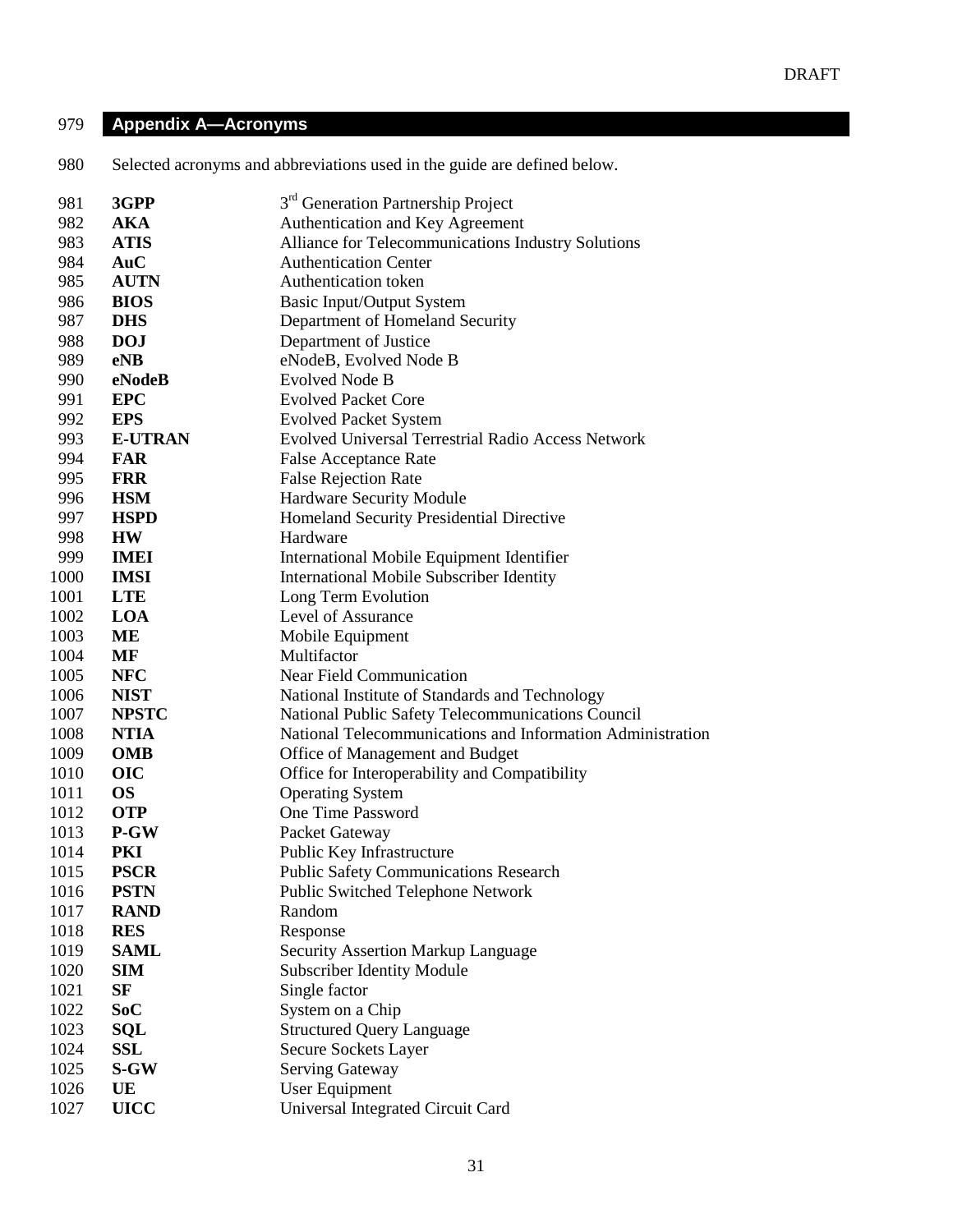# Appendix A—Acronyms

Selected acronyms and abbreviations used in the guide are defined below.

| | |
|---|---|
| **3GPP** | 3rd Generation Partnership Project |
| **AKA** | Authentication and Key Agreement |
| **ATIS** | Alliance for Telecommunications Industry Solutions |
| **AuC** | Authentication Center |
| **AUTN** | Authentication token |
| **BIOS** | Basic Input/Output System |
| **DHS** | Department of Homeland Security |
| **DOJ** | Department of Justice |
| **eNB** | eNodeB, Evolved Node B |
| **eNodeB** | Evolved Node B |
| **EPC** | Evolved Packet Core |
| **EPS** | Evolved Packet System |
| **E-UTRAN** | Evolved Universal Terrestrial Radio Access Network |
| **FAR** | False Acceptance Rate |
| **FRR** | False Rejection Rate |
| **HSM** | Hardware Security Module |
| **HSPD** | Homeland Security Presidential Directive |
| **HW** | Hardware |
| **IMEI** | International Mobile Equipment Identifier |
| **IMSI** | International Mobile Subscriber Identity |
| **LTE** | Long Term Evolution |
| **LOA** | Level of Assurance |
| **ME** | Mobile Equipment |
| **MF** | Multifactor |
| **NFC** | Near Field Communication |
| **NIST** | National Institute of Standards and Technology |
| **NPSTC** | National Public Safety Telecommunications Council |
| **NTIA** | National Telecommunications and Information Administration |
| **OMB** | Office of Management and Budget |
| **OIC** | Office for Interoperability and Compatibility |
| **OS** | Operating System |
| **OTP** | One Time Password |
| **P-GW** | Packet Gateway |
| **PKI** | Public Key Infrastructure |
| **PSCR** | Public Safety Communications Research |
| **PSTN** | Public Switched Telephone Network |
| **RAND** | Random |
| **RES** | Response |
| **SAML** | Security Assertion Markup Language |
| **SIM** | Subscriber Identity Module |
| **SF** | Single factor |
| **SoC** | System on a Chip |
| **SQL** | Structured Query Language |
| **SSL** | Secure Sockets Layer |
| **S-GW** | Serving Gateway |
| **UE** | User Equipment |
| **UICC** | Universal Integrated Circuit Card |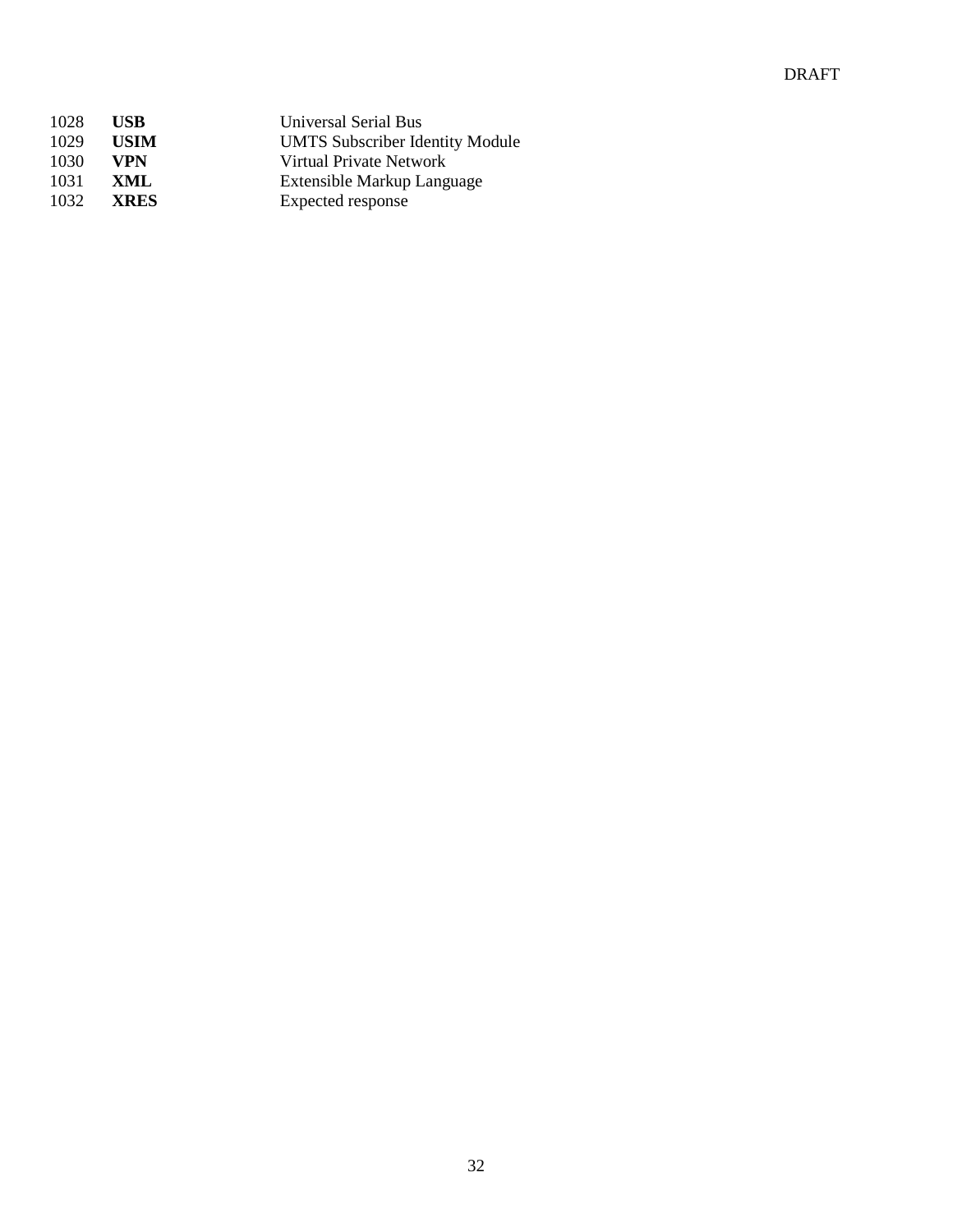1028 **USB** Universal Serial Bus
1029 **USIM** UMTS Subscriber Identity Module
1030 **VPN** Virtual Private Network
1031 **XML** Extensible Markup Language
1032 **XRES** Expected response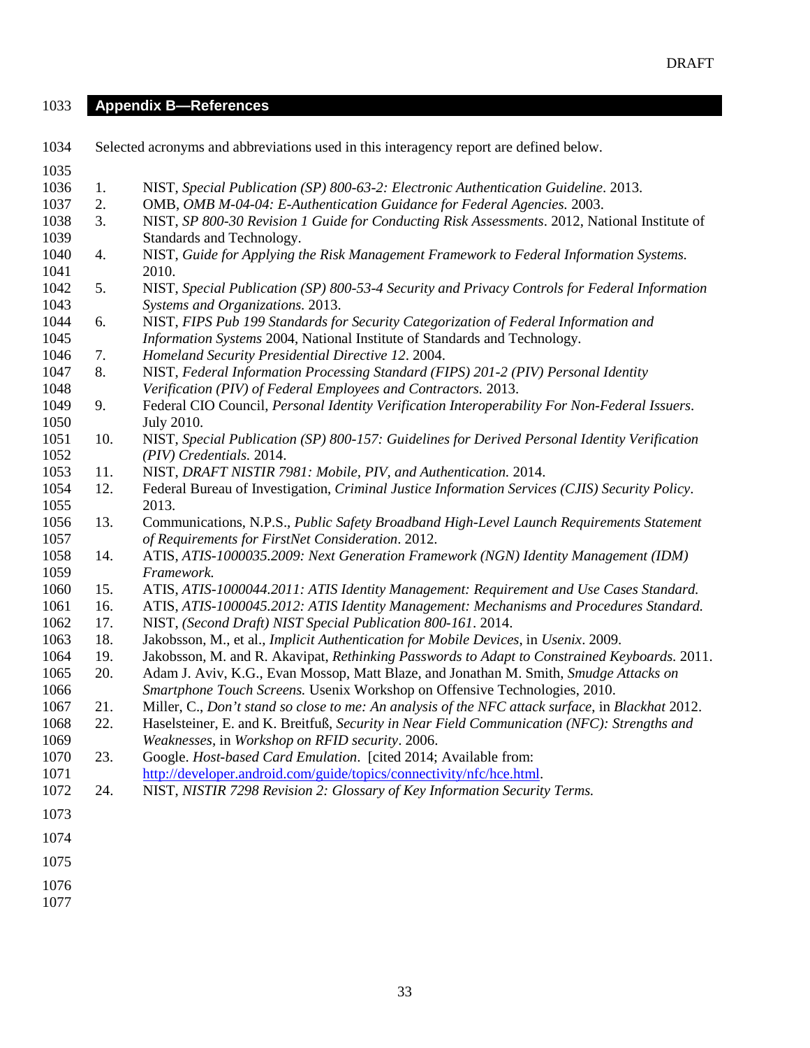# Appendix B—References

Selected acronyms and abbreviations used in this interagency report are defined below.

1. NIST, *Special Publication (SP) 800-63-2: Electronic Authentication Guideline*. 2013.
2. OMB, *OMB M-04-04: E-Authentication Guidance for Federal Agencies.* 2003.
3. NIST, *SP 800-30 Revision 1 Guide for Conducting Risk Assessments*. 2012, National Institute of Standards and Technology.
4. NIST, *Guide for Applying the Risk Management Framework to Federal Information Systems.* 2010.
5. NIST, *Special Publication (SP) 800-53-4 Security and Privacy Controls for Federal Information Systems and Organizations.* 2013.
6. NIST, *FIPS Pub 199 Standards for Security Categorization of Federal Information and Information Systems* 2004, National Institute of Standards and Technology.
7. *Homeland Security Presidential Directive 12*. 2004.
8. NIST, *Federal Information Processing Standard (FIPS) 201-2 (PIV) Personal Identity Verification (PIV) of Federal Employees and Contractors.* 2013.
9. Federal CIO Council, *Personal Identity Verification Interoperability For Non-Federal Issuers*. July 2010.
10. NIST, *Special Publication (SP) 800-157: Guidelines for Derived Personal Identity Verification (PIV) Credentials.* 2014.
11. NIST, *DRAFT NISTIR 7981: Mobile, PIV, and Authentication.* 2014.
12. Federal Bureau of Investigation, *Criminal Justice Information Services (CJIS) Security Policy*. 2013.
13. Communications, N.P.S., *Public Safety Broadband High-Level Launch Requirements Statement of Requirements for FirstNet Consideration*. 2012.
14. ATIS, *ATIS-1000035.2009: Next Generation Framework (NGN) Identity Management (IDM) Framework.*
15. ATIS, *ATIS-1000044.2011: ATIS Identity Management: Requirement and Use Cases Standard.*
16. ATIS, *ATIS-1000045.2012: ATIS Identity Management: Mechanisms and Procedures Standard.*
17. NIST, *(Second Draft) NIST Special Publication 800-161*. 2014.
18. Jakobsson, M., et al., *Implicit Authentication for Mobile Devices*, in *Usenix*. 2009.
19. Jakobsson, M. and R. Akavipat, *Rethinking Passwords to Adapt to Constrained Keyboards.* 2011.
20. Adam J. Aviv, K.G., Evan Mossop, Matt Blaze, and Jonathan M. Smith, *Smudge Attacks on Smartphone Touch Screens.* Usenix Workshop on Offensive Technologies, 2010.
21. Miller, C., *Don't stand so close to me: An analysis of the NFC attack surface*, in *Blackhat* 2012.
22. Haselsteiner, E. and K. Breitfuß, *Security in Near Field Communication (NFC): Strengths and Weaknesses*, in *Workshop on RFID security*. 2006.
23. Google. *Host-based Card Emulation*. [cited 2014; Available from: http://developer.android.com/guide/topics/connectivity/nfc/hce.html.
24. NIST, *NISTIR 7298 Revision 2: Glossary of Key Information Security Terms.*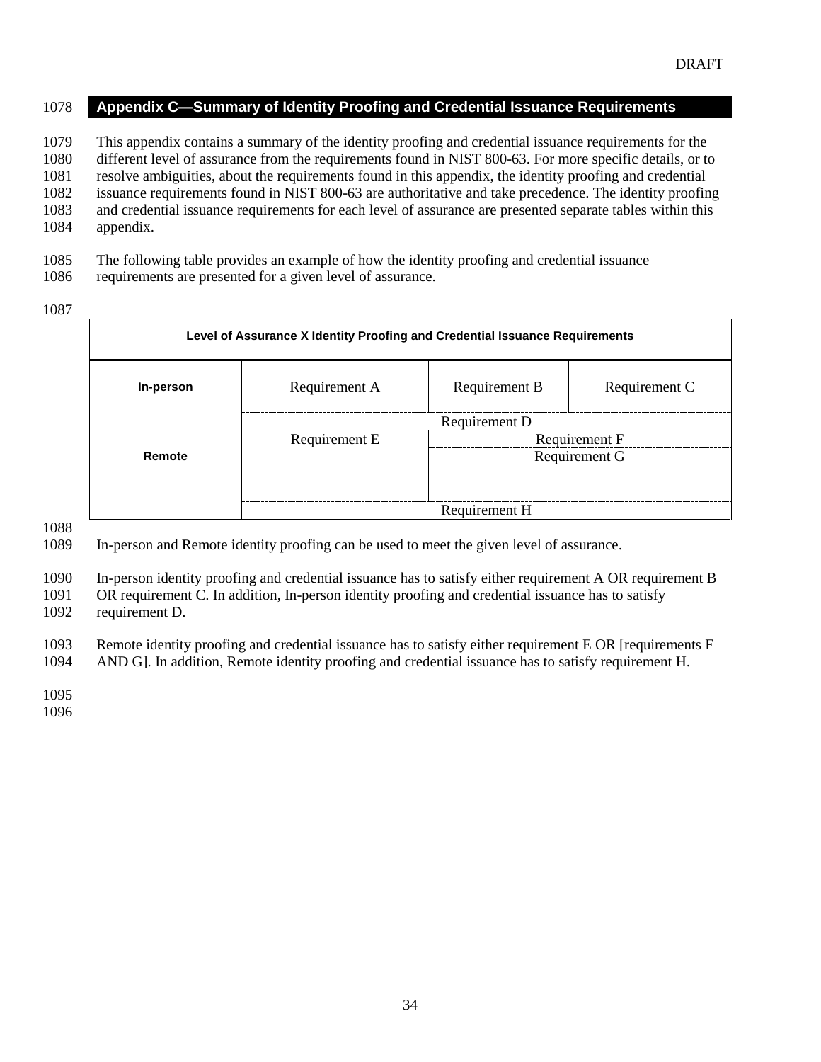DRAFT

## Appendix C—Summary of Identity Proofing and Credential Issuance Requirements

This appendix contains a summary of the identity proofing and credential issuance requirements for the different level of assurance from the requirements found in NIST 800-63. For more specific details, or to resolve ambiguities, about the requirements found in this appendix, the identity proofing and credential issuance requirements found in NIST 800-63 are authoritative and take precedence. The identity proofing and credential issuance requirements for each level of assurance are presented separate tables within this appendix.

The following table provides an example of how the identity proofing and credential issuance requirements are presented for a given level of assurance.

| Level of Assurance X Identity Proofing and Credential Issuance Requirements | | | |
|---|---|---|---|
| **In-person** | Requirement A | Requirement B | Requirement C |
| | Requirement D | | |
| **Remote** | Requirement E | Requirement F | |
| | | Requirement G | |
| | Requirement H | | |

In-person and Remote identity proofing can be used to meet the given level of assurance.

In-person identity proofing and credential issuance has to satisfy either requirement A OR requirement B OR requirement C. In addition, In-person identity proofing and credential issuance has to satisfy requirement D.

Remote identity proofing and credential issuance has to satisfy either requirement E OR [requirements F AND G]. In addition, Remote identity proofing and credential issuance has to satisfy requirement H.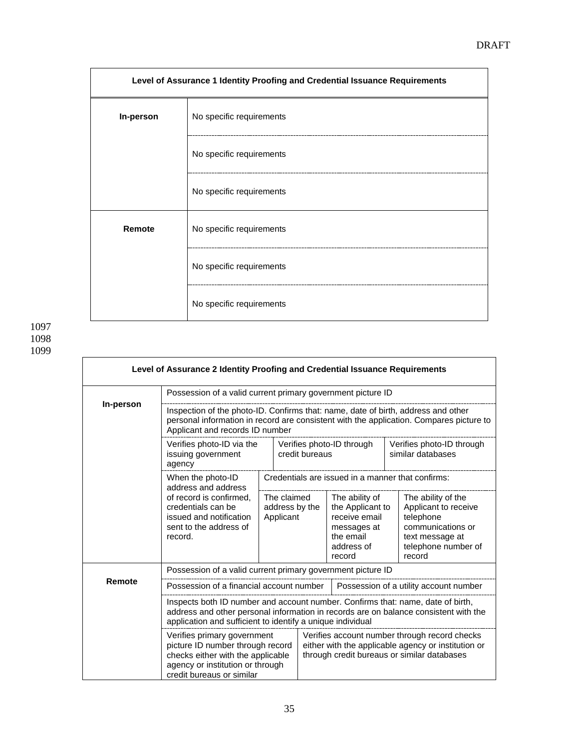| Level of Assurance 1 Identity Proofing and Credential Issuance Requirements | |
|---|---|
| **In-person** | No specific requirements |
| | No specific requirements |
| | No specific requirements |
| **Remote** | No specific requirements |
| | No specific requirements |
| | No specific requirements |

| Level of Assurance 2 Identity Proofing and Credential Issuance Requirements | | | |
|---|---|---|---|
| **In-person** | Possession of a valid current primary government picture ID | | |
| | Inspection of the photo-ID. Confirms that: name, date of birth, address and other personal information in record are consistent with the application. Compares picture to Applicant and records ID number | | |
| | Verifies photo-ID via the issuing government agency | Verifies photo-ID through credit bureaus | Verifies photo-ID through similar databases |
| | When the photo-ID address and address of record is confirmed, credentials can be issued and notification sent to the address of record. | Credentials are issued in a manner that confirms: The claimed address by the Applicant; The ability of the Applicant to receive email messages at the email address of record; The ability of the Applicant to receive telephone communications or text message at telephone number of record | |
| **Remote** | Possession of a valid current primary government picture ID | | |
| | Possession of a financial account number | Possession of a utility account number | |
| | Inspects both ID number and account number. Confirms that: name, date of birth, address and other personal information in records are on balance consistent with the application and sufficient to identify a unique individual | | |
| | Verifies primary government picture ID number through record checks either with the applicable agency or institution or through credit bureaus or similar | Verifies account number through record checks either with the applicable agency or institution or through credit bureaus or similar databases | |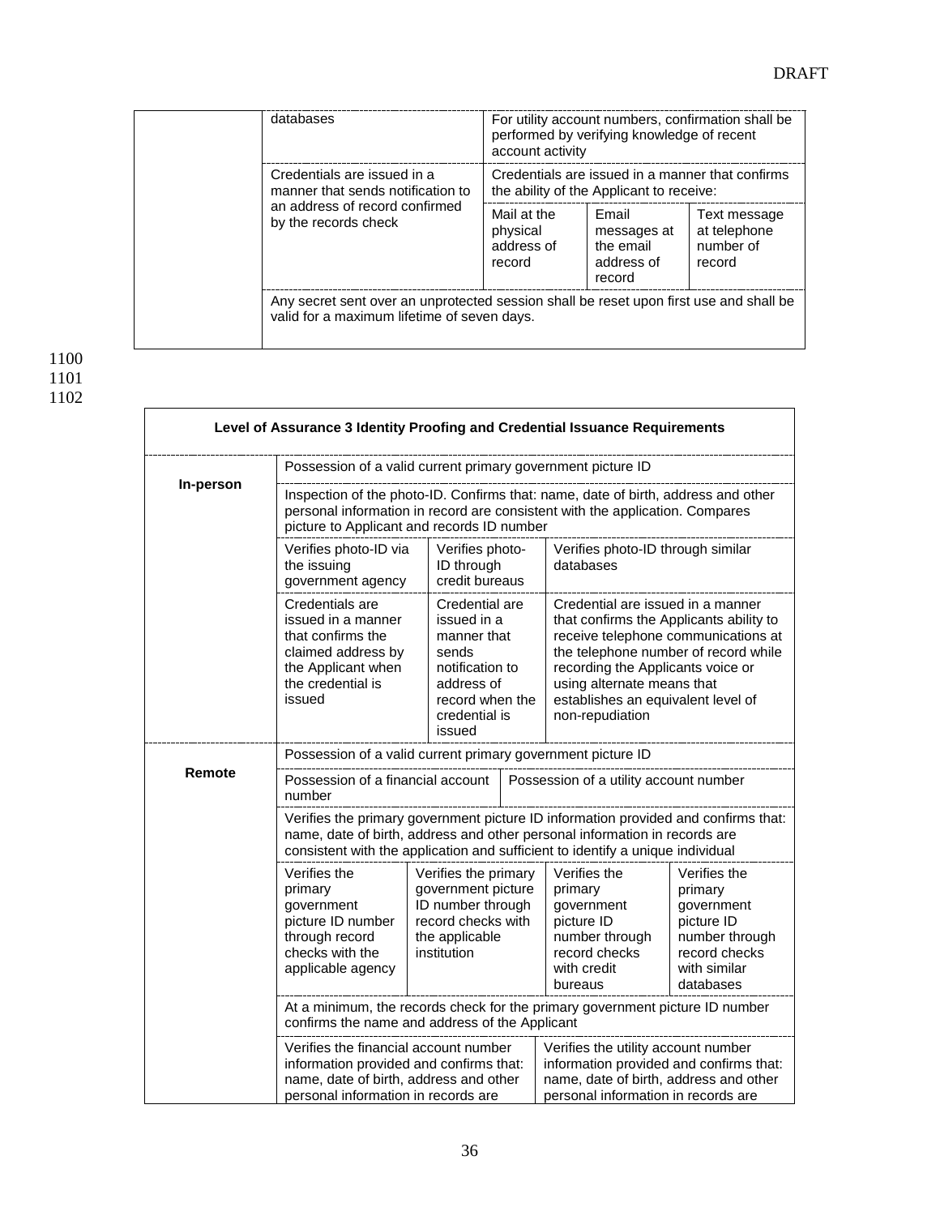| | | | |
|---|---|---|---|
| | databases | For utility account numbers, confirmation shall be performed by verifying knowledge of recent account activity | | |
| | Credentials are issued in a manner that sends notification to an address of record confirmed by the records check | Credentials are issued in a manner that confirms the ability of the Applicant to receive: | | |
| | | Mail at the physical address of record | Email messages at the email address of record | Text message at telephone number of record |
| | Any secret sent over an unprotected session shall be reset upon first use and shall be valid for a maximum lifetime of seven days. | | | |

| Level of Assurance 3 Identity Proofing and Credential Issuance Requirements | | | | |
|---|---|---|---|---|
| **In-person** | Possession of a valid current primary government picture ID | | | |
| | Inspection of the photo-ID. Confirms that: name, date of birth, address and other personal information in record are consistent with the application. Compares picture to Applicant and records ID number | | | |
| | Verifies photo-ID via the issuing government agency | Verifies photo-ID through credit bureaus | Verifies photo-ID through similar databases | |
| | Credentials are issued in a manner that confirms the claimed address by the Applicant when the credential is issued | Credential are issued in a manner that sends notification to address of record when the credential is issued | Credential are issued in a manner that confirms the Applicants ability to receive telephone communications at the telephone number of record while recording the Applicants voice or using alternate means that establishes an equivalent level of non-repudiation | |
| **Remote** | Possession of a valid current primary government picture ID | | | |
| | Possession of a financial account number | | Possession of a utility account number | |
| | Verifies the primary government picture ID information provided and confirms that: name, date of birth, address and other personal information in records are consistent with the application and sufficient to identify a unique individual | | | |
| | Verifies the primary government picture ID number through record checks with the applicable agency | Verifies the primary government picture ID number through record checks with the applicable institution | Verifies the primary government picture ID number through record checks with credit bureaus | Verifies the primary government picture ID number through record checks with similar databases |
| | At a minimum, the records check for the primary government picture ID number confirms the name and address of the Applicant | | | |
| | Verifies the financial account number information provided and confirms that: name, date of birth, address and other personal information in records are | | Verifies the utility account number information provided and confirms that: name, date of birth, address and other personal information in records are | |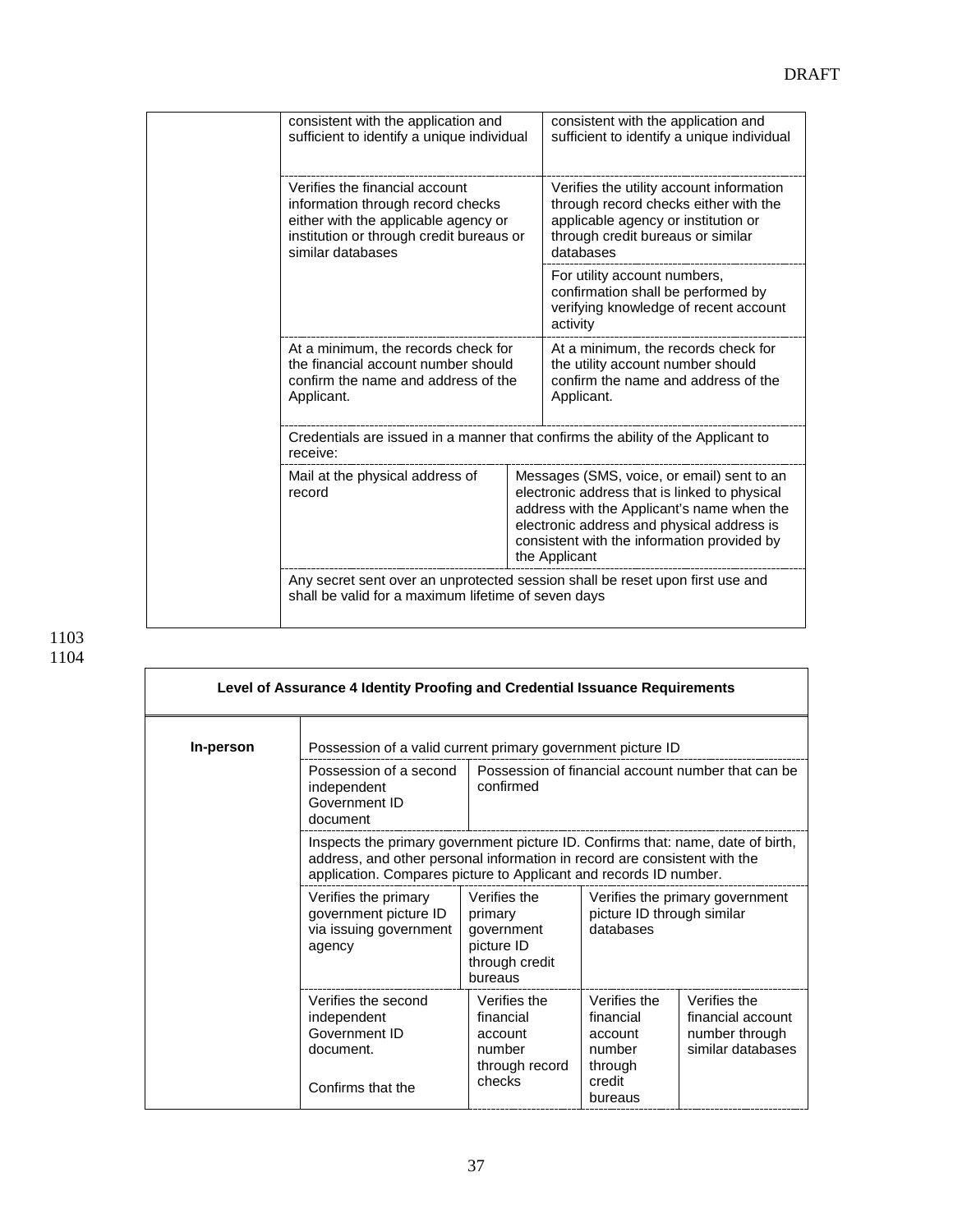| | | |
|---|---|---|
| | consistent with the application and sufficient to identify a unique individual | consistent with the application and sufficient to identify a unique individual |
| | Verifies the financial account information through record checks either with the applicable agency or institution or through credit bureaus or similar databases | Verifies the utility account information through record checks either with the applicable agency or institution or through credit bureaus or similar databases |
| | | For utility account numbers, confirmation shall be performed by verifying knowledge of recent account activity |
| | At a minimum, the records check for the financial account number should confirm the name and address of the Applicant. | At a minimum, the records check for the utility account number should confirm the name and address of the Applicant. |
| | Credentials are issued in a manner that confirms the ability of the Applicant to receive: | |
| | Mail at the physical address of record | Messages (SMS, voice, or email) sent to an electronic address that is linked to physical address with the Applicant's name when the electronic address and physical address is consistent with the information provided by the Applicant |
| | Any secret sent over an unprotected session shall be reset upon first use and shall be valid for a maximum lifetime of seven days | |

1103
1104

| Level of Assurance 4 Identity Proofing and Credential Issuance Requirements | | | | |
|---|---|---|---|---|
| **In-person** | Possession of a valid current primary government picture ID | | | |
| | Possession of a second independent Government ID document | Possession of financial account number that can be confirmed | | |
| | Inspects the primary government picture ID. Confirms that: name, date of birth, address, and other personal information in record are consistent with the application. Compares picture to Applicant and records ID number. | | | |
| | Verifies the primary government picture ID via issuing government agency | Verifies the primary government picture ID through credit bureaus | Verifies the primary government picture ID through similar databases | |
| | Verifies the second independent Government ID document.<br><br>Confirms that the | Verifies the financial account number through record checks | Verifies the financial account number through credit bureaus | Verifies the financial account number through similar databases |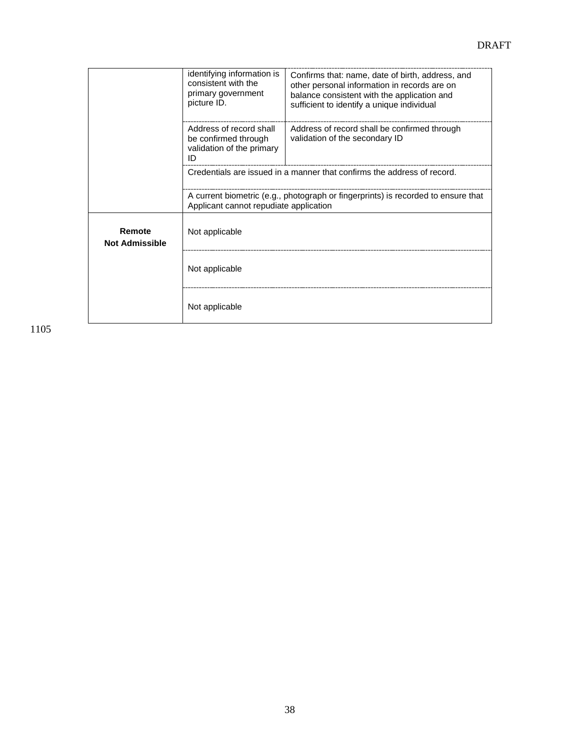| | | |
|---|---|---|
| | identifying information is consistent with the primary government picture ID. | Confirms that: name, date of birth, address, and other personal information in records are on balance consistent with the application and sufficient to identify a unique individual |
| | Address of record shall be confirmed through validation of the primary ID | Address of record shall be confirmed through validation of the secondary ID |
| | Credentials are issued in a manner that confirms the address of record. | |
| | A current biometric (e.g., photograph or fingerprints) is recorded to ensure that Applicant cannot repudiate application | |
| **Remote Not Admissible** | Not applicable | |
| | Not applicable | |
| | Not applicable | |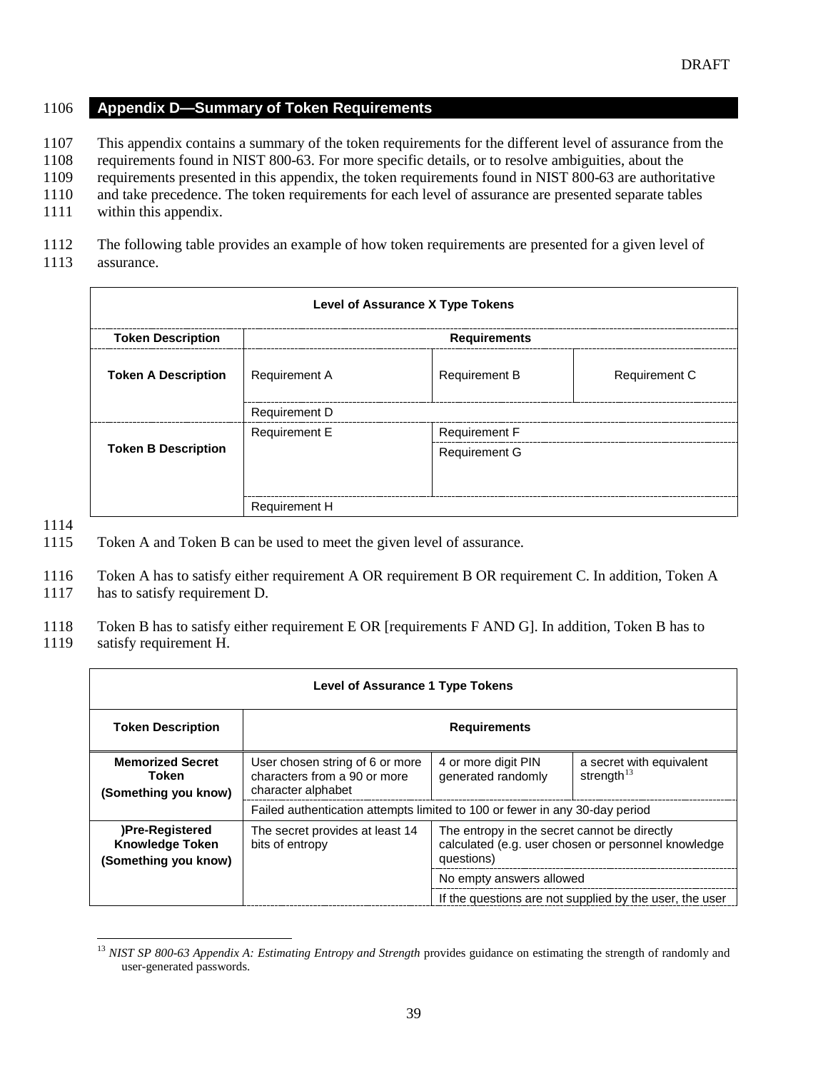# Appendix D—Summary of Token Requirements

This appendix contains a summary of the token requirements for the different level of assurance from the requirements found in NIST 800-63. For more specific details, or to resolve ambiguities, about the requirements presented in this appendix, the token requirements found in NIST 800-63 are authoritative and take precedence. The token requirements for each level of assurance are presented separate tables within this appendix.

The following table provides an example of how token requirements are presented for a given level of assurance.

| Level of Assurance X Type Tokens | | | |
|---|---|---|---|
| **Token Description** | **Requirements** | | |
| **Token A Description** | Requirement A | Requirement B | Requirement C |
| | Requirement D | | |
| **Token B Description** | Requirement E | Requirement F | |
| | | Requirement G | |
| | Requirement H | | |

Token A and Token B can be used to meet the given level of assurance.

Token A has to satisfy either requirement A OR requirement B OR requirement C. In addition, Token A has to satisfy requirement D.

Token B has to satisfy either requirement E OR [requirements F AND G]. In addition, Token B has to satisfy requirement H.

| Level of Assurance 1 Type Tokens | | | |
|---|---|---|---|
| **Token Description** | **Requirements** | | |
| **Memorized Secret Token (Something you know)** | User chosen string of 6 or more characters from a 90 or more character alphabet | 4 or more digit PIN generated randomly | a secret with equivalent strength[13] |
| | Failed authentication attempts limited to 100 or fewer in any 30-day period | | |
| **)Pre-Registered Knowledge Token (Something you know)** | The secret provides at least 14 bits of entropy | The entropy in the secret cannot be directly calculated (e.g. user chosen or personnel knowledge questions) | |
| | | No empty answers allowed | |
| | | If the questions are not supplied by the user, the user | |

[13] *NIST SP 800-63 Appendix A: Estimating Entropy and Strength* provides guidance on estimating the strength of randomly and user-generated passwords.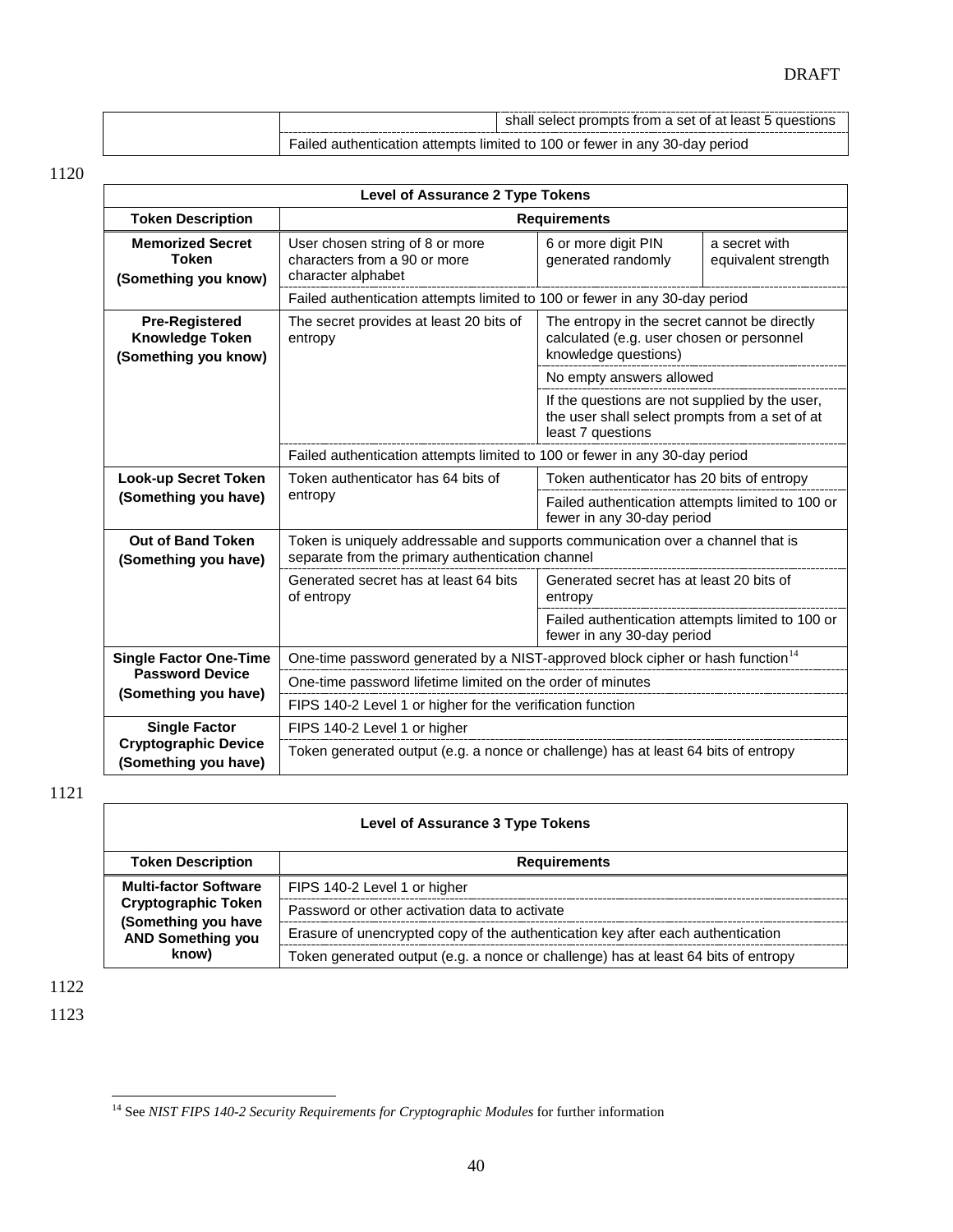| | | |
|---|---|---|
| | | shall select prompts from a set of at least 5 questions |
| | Failed authentication attempts limited to 100 or fewer in any 30-day period | |

1120

| Level of Assurance 2 Type Tokens | | | |
|---|---|---|---|
| **Token Description** | **Requirements** | | |
| **Memorized Secret Token (Something you know)** | User chosen string of 8 or more characters from a 90 or more character alphabet | 6 or more digit PIN generated randomly | a secret with equivalent strength |
| | Failed authentication attempts limited to 100 or fewer in any 30-day period | | |
| **Pre-Registered Knowledge Token (Something you know)** | The secret provides at least 20 bits of entropy | The entropy in the secret cannot be directly calculated (e.g. user chosen or personnel knowledge questions) | |
| | | No empty answers allowed | |
| | | If the questions are not supplied by the user, the user shall select prompts from a set of at least 7 questions | |
| | Failed authentication attempts limited to 100 or fewer in any 30-day period | | |
| **Look-up Secret Token (Something you have)** | Token authenticator has 64 bits of entropy | Token authenticator has 20 bits of entropy | |
| | | Failed authentication attempts limited to 100 or fewer in any 30-day period | |
| **Out of Band Token (Something you have)** | Token is uniquely addressable and supports communication over a channel that is separate from the primary authentication channel | | |
| | Generated secret has at least 64 bits of entropy | Generated secret has at least 20 bits of entropy | |
| | | Failed authentication attempts limited to 100 or fewer in any 30-day period | |
| **Single Factor One-Time Password Device (Something you have)** | One-time password generated by a NIST-approved block cipher or hash function[14] | | |
| | One-time password lifetime limited on the order of minutes | | |
| | FIPS 140-2 Level 1 or higher for the verification function | | |
| **Single Factor Cryptographic Device (Something you have)** | FIPS 140-2 Level 1 or higher | | |
| | Token generated output (e.g. a nonce or challenge) has at least 64 bits of entropy | | |

1121

| Level of Assurance 3 Type Tokens | |
|---|---|
| **Token Description** | **Requirements** |
| **Multi-factor Software Cryptographic Token (Something you have AND Something you know)** | FIPS 140-2 Level 1 or higher |
| | Password or other activation data to activate |
| | Erasure of unencrypted copy of the authentication key after each authentication |
| | Token generated output (e.g. a nonce or challenge) has at least 64 bits of entropy |

1122

1123

[14] See *NIST FIPS 140-2 Security Requirements for Cryptographic Modules* for further information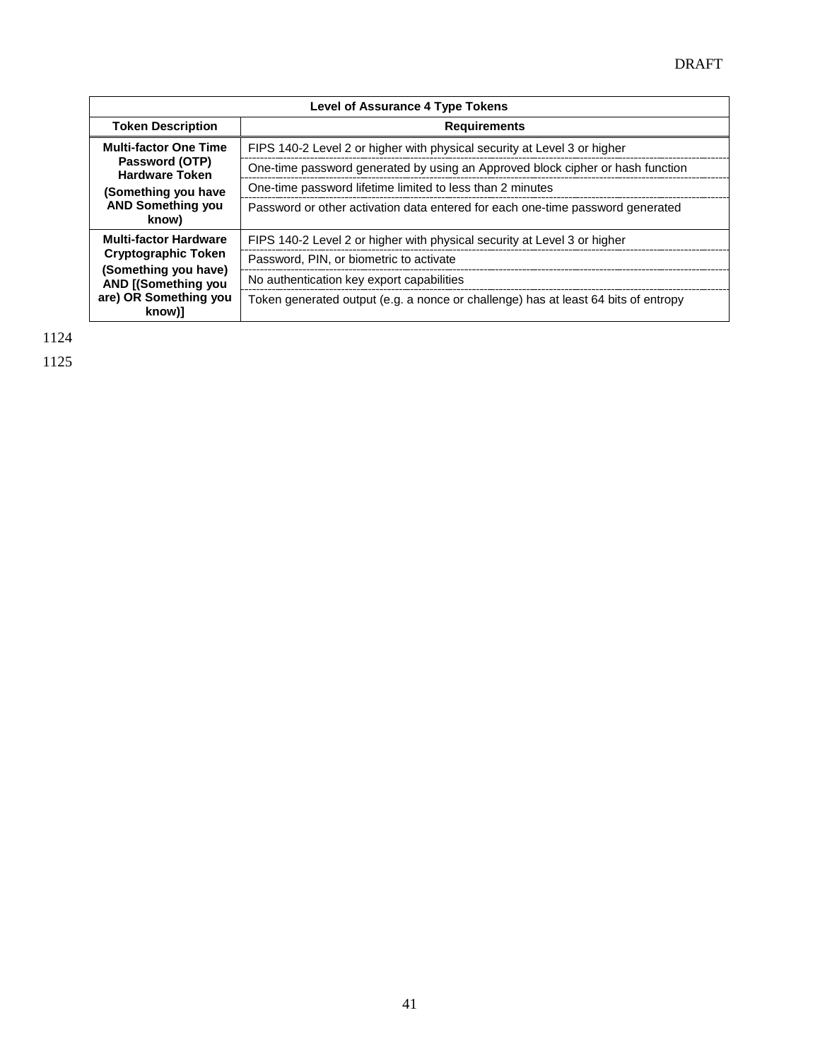| Level of Assurance 4 Type Tokens | |
|---|---|
| **Token Description** | **Requirements** |
| **Multi-factor One Time Password (OTP) Hardware Token (Something you have AND Something you know)** | FIPS 140-2 Level 2 or higher with physical security at Level 3 or higher |
| | One-time password generated by using an Approved block cipher or hash function |
| | One-time password lifetime limited to less than 2 minutes |
| | Password or other activation data entered for each one-time password generated |
| **Multi-factor Hardware Cryptographic Token (Something you have) AND [(Something you are) OR Something you know)]** | FIPS 140-2 Level 2 or higher with physical security at Level 3 or higher |
| | Password, PIN, or biometric to activate |
| | No authentication key export capabilities |
| | Token generated output (e.g. a nonce or challenge) has at least 64 bits of entropy |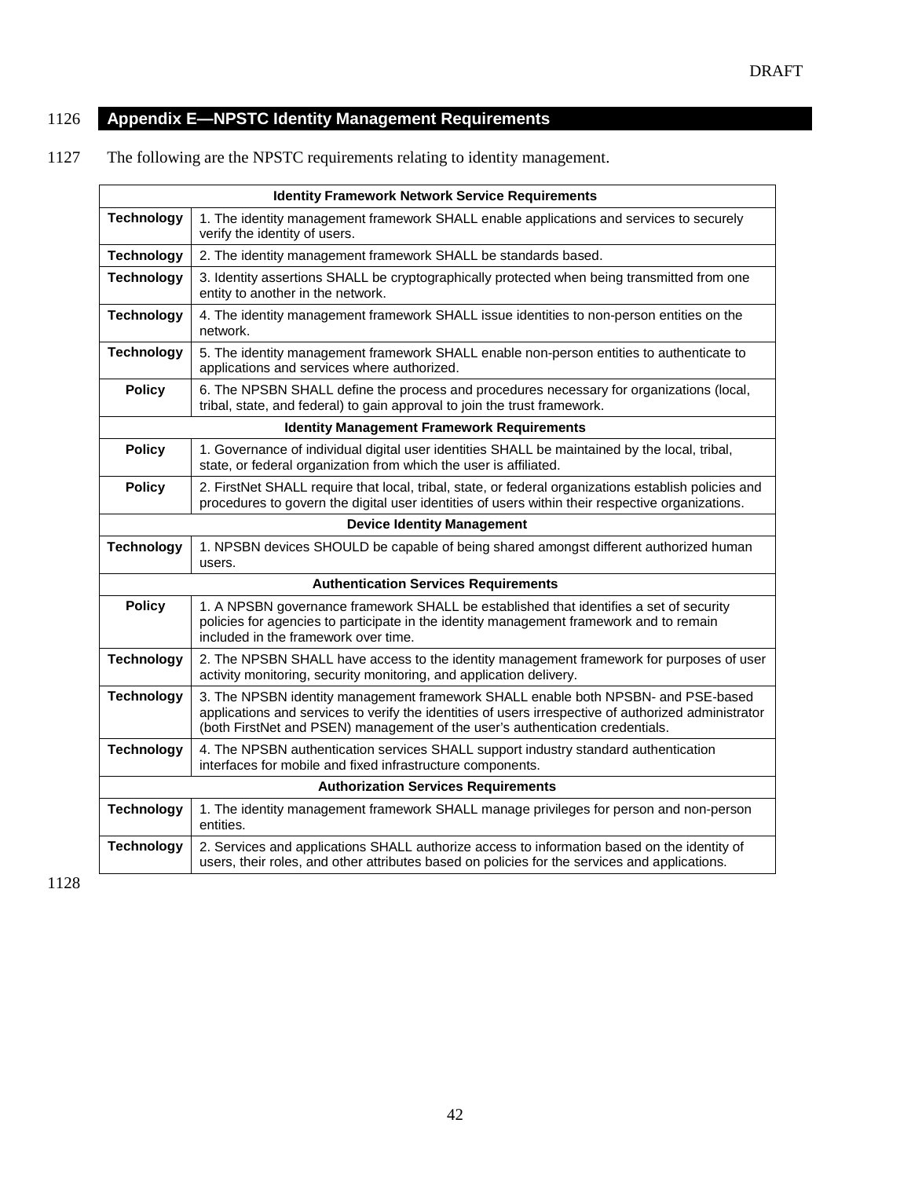## Appendix E—NPSTC Identity Management Requirements

The following are the NPSTC requirements relating to identity management.

| Identity Framework Network Service Requirements | |
|---|---|
| **Technology** | 1. The identity management framework SHALL enable applications and services to securely verify the identity of users. |
| **Technology** | 2. The identity management framework SHALL be standards based. |
| **Technology** | 3. Identity assertions SHALL be cryptographically protected when being transmitted from one entity to another in the network. |
| **Technology** | 4. The identity management framework SHALL issue identities to non-person entities on the network. |
| **Technology** | 5. The identity management framework SHALL enable non-person entities to authenticate to applications and services where authorized. |
| **Policy** | 6. The NPSBN SHALL define the process and procedures necessary for organizations (local, tribal, state, and federal) to gain approval to join the trust framework. |
| **Identity Management Framework Requirements** | |
| **Policy** | 1. Governance of individual digital user identities SHALL be maintained by the local, tribal, state, or federal organization from which the user is affiliated. |
| **Policy** | 2. FirstNet SHALL require that local, tribal, state, or federal organizations establish policies and procedures to govern the digital user identities of users within their respective organizations. |
| **Device Identity Management** | |
| **Technology** | 1. NPSBN devices SHOULD be capable of being shared amongst different authorized human users. |
| **Authentication Services Requirements** | |
| **Policy** | 1. A NPSBN governance framework SHALL be established that identifies a set of security policies for agencies to participate in the identity management framework and to remain included in the framework over time. |
| **Technology** | 2. The NPSBN SHALL have access to the identity management framework for purposes of user activity monitoring, security monitoring, and application delivery. |
| **Technology** | 3. The NPSBN identity management framework SHALL enable both NPSBN- and PSE-based applications and services to verify the identities of users irrespective of authorized administrator (both FirstNet and PSEN) management of the user's authentication credentials. |
| **Technology** | 4. The NPSBN authentication services SHALL support industry standard authentication interfaces for mobile and fixed infrastructure components. |
| **Authorization Services Requirements** | |
| **Technology** | 1. The identity management framework SHALL manage privileges for person and non-person entities. |
| **Technology** | 2. Services and applications SHALL authorize access to information based on the identity of users, their roles, and other attributes based on policies for the services and applications. |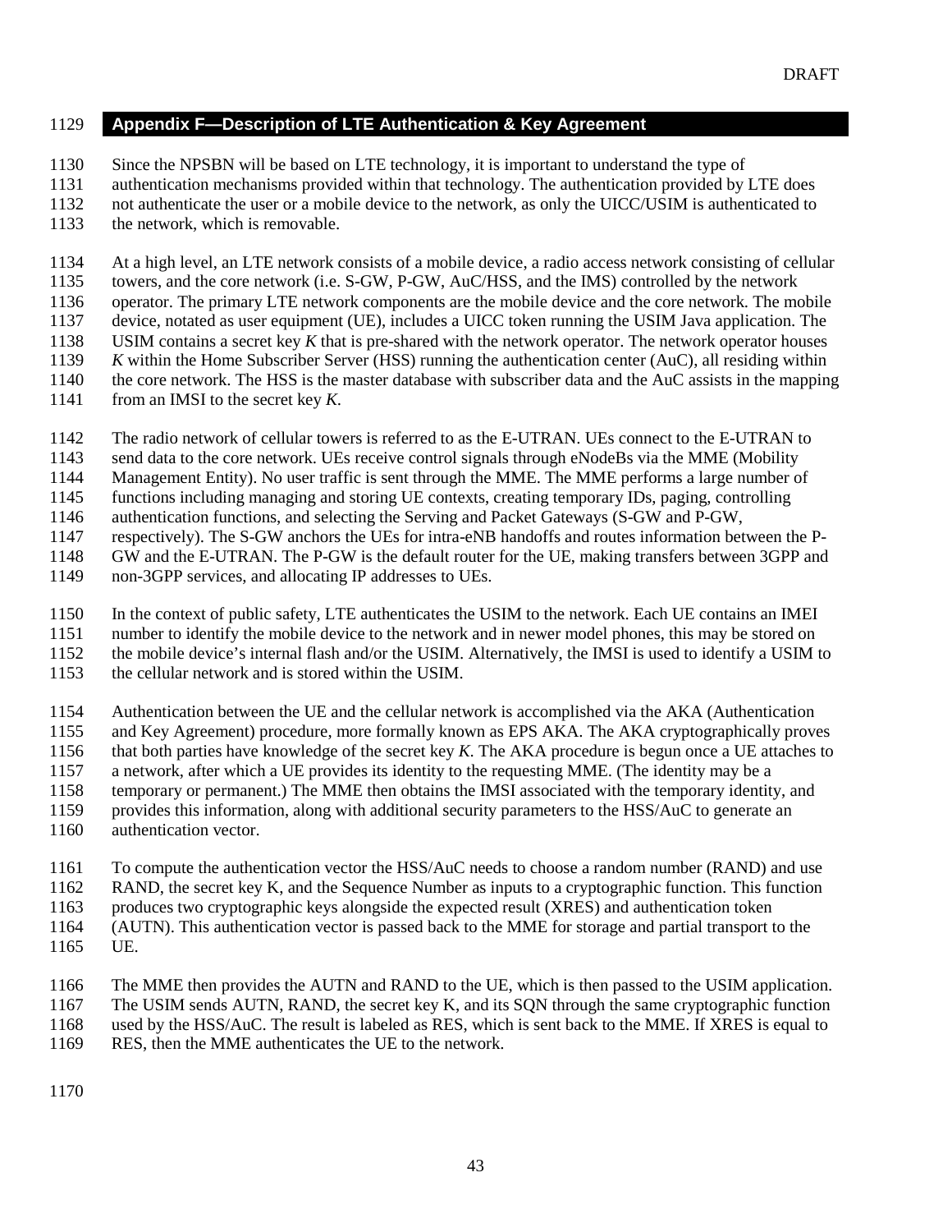## Appendix F—Description of LTE Authentication & Key Agreement

Since the NPSBN will be based on LTE technology, it is important to understand the type of authentication mechanisms provided within that technology. The authentication provided by LTE does not authenticate the user or a mobile device to the network, as only the UICC/USIM is authenticated to the network, which is removable.

At a high level, an LTE network consists of a mobile device, a radio access network consisting of cellular towers, and the core network (i.e. S-GW, P-GW, AuC/HSS, and the IMS) controlled by the network operator. The primary LTE network components are the mobile device and the core network. The mobile device, notated as user equipment (UE), includes a UICC token running the USIM Java application. The USIM contains a secret key *K* that is pre-shared with the network operator. The network operator houses *K* within the Home Subscriber Server (HSS) running the authentication center (AuC), all residing within the core network. The HSS is the master database with subscriber data and the AuC assists in the mapping from an IMSI to the secret key *K*.

The radio network of cellular towers is referred to as the E-UTRAN. UEs connect to the E-UTRAN to send data to the core network. UEs receive control signals through eNodeBs via the MME (Mobility Management Entity). No user traffic is sent through the MME. The MME performs a large number of functions including managing and storing UE contexts, creating temporary IDs, paging, controlling authentication functions, and selecting the Serving and Packet Gateways (S-GW and P-GW, respectively). The S-GW anchors the UEs for intra-eNB handoffs and routes information between the P-GW and the E-UTRAN. The P-GW is the default router for the UE, making transfers between 3GPP and non-3GPP services, and allocating IP addresses to UEs.

In the context of public safety, LTE authenticates the USIM to the network. Each UE contains an IMEI number to identify the mobile device to the network and in newer model phones, this may be stored on the mobile device's internal flash and/or the USIM. Alternatively, the IMSI is used to identify a USIM to the cellular network and is stored within the USIM.

Authentication between the UE and the cellular network is accomplished via the AKA (Authentication and Key Agreement) procedure, more formally known as EPS AKA. The AKA cryptographically proves that both parties have knowledge of the secret key *K*. The AKA procedure is begun once a UE attaches to a network, after which a UE provides its identity to the requesting MME. (The identity may be a temporary or permanent.) The MME then obtains the IMSI associated with the temporary identity, and provides this information, along with additional security parameters to the HSS/AuC to generate an authentication vector.

To compute the authentication vector the HSS/AuC needs to choose a random number (RAND) and use RAND, the secret key K, and the Sequence Number as inputs to a cryptographic function. This function produces two cryptographic keys alongside the expected result (XRES) and authentication token (AUTN). This authentication vector is passed back to the MME for storage and partial transport to the UE.

The MME then provides the AUTN and RAND to the UE, which is then passed to the USIM application. The USIM sends AUTN, RAND, the secret key K, and its SQN through the same cryptographic function used by the HSS/AuC. The result is labeled as RES, which is sent back to the MME. If XRES is equal to RES, then the MME authenticates the UE to the network.